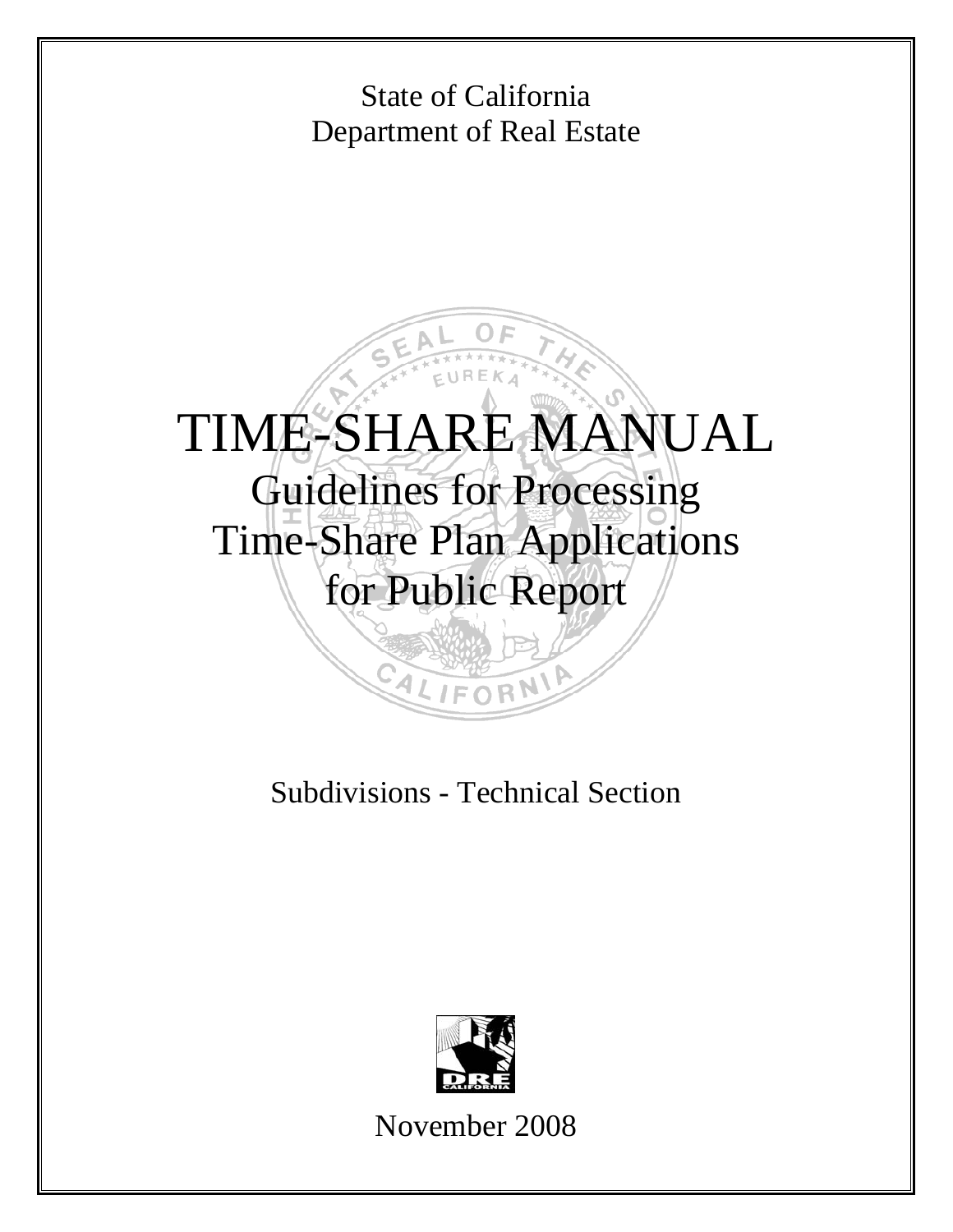State of California
Department of Real Estate

# TIME-SHARE MANUAL

## Guidelines for Processing Time-Share Plan Applications for Public Report

Subdivisions - Technical Section

November 2008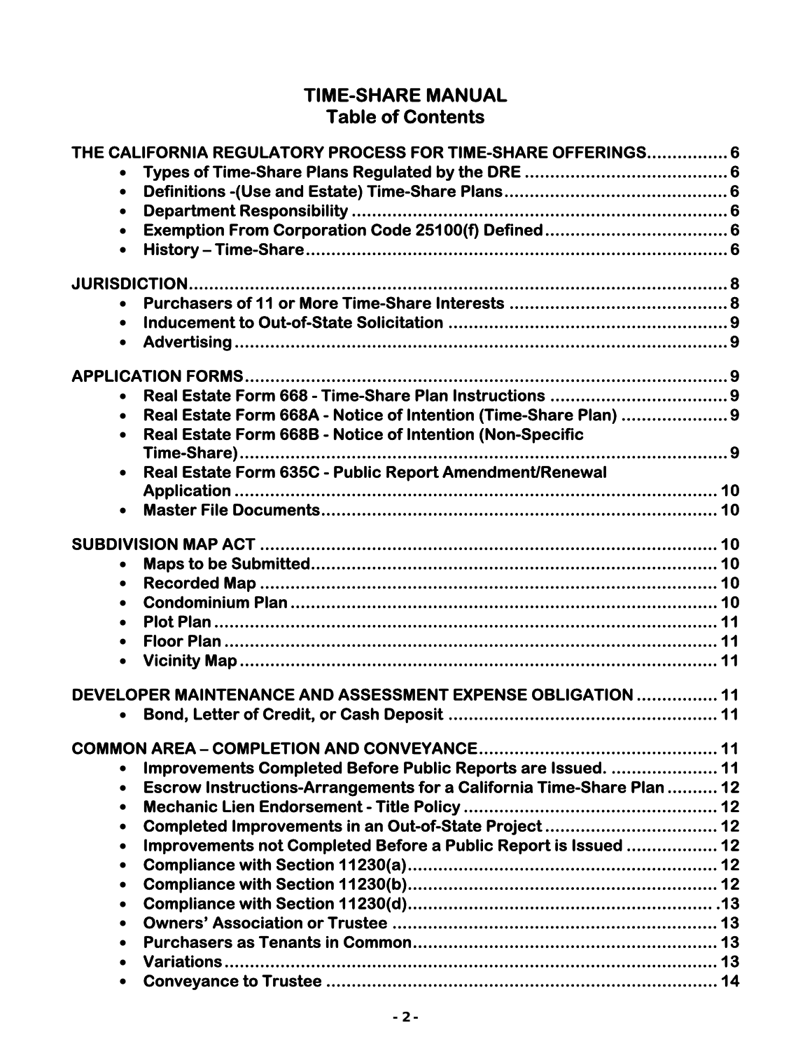# TIME-SHARE MANUAL
## Table of Contents

**THE CALIFORNIA REGULATORY PROCESS FOR TIME-SHARE OFFERINGS................ 6**
- Types of Time-Share Plans Regulated by the DRE ........................................ 6
- Definitions -(Use and Estate) Time-Share Plans............................................ 6
- Department Responsibility ............................................................................ 6
- Exemption From Corporation Code 25100(f) Defined.................................... 6
- History – Time-Share.................................................................................... 6

**JURISDICTION.............................................................................................. 8**
- Purchasers of 11 or More Time-Share Interests ........................................... 8
- Inducement to Out-of-State Solicitation ....................................................... 9
- Advertising ................................................................................................... 9

**APPLICATION FORMS..................................................................................... 9**
- Real Estate Form 668 - Time-Share Plan Instructions ................................... 9
- Real Estate Form 668A - Notice of Intention (Time-Share Plan) ..................... 9
- Real Estate Form 668B - Notice of Intention (Non-Specific Time-Share)............................................................................................... 9
- Real Estate Form 635C - Public Report Amendment/Renewal Application ................................................................................................ 10
- Master File Documents................................................................................ 10

**SUBDIVISION MAP ACT .................................................................................. 10**
- Maps to be Submitted................................................................................. 10
- Recorded Map ............................................................................................ 10
- Condominium Plan ..................................................................................... 10
- Plot Plan ..................................................................................................... 11
- Floor Plan ................................................................................................... 11
- Vicinity Map ............................................................................................... 11

**DEVELOPER MAINTENANCE AND ASSESSMENT EXPENSE OBLIGATION ................ 11**
- Bond, Letter of Credit, or Cash Deposit ...................................................... 11

**COMMON AREA – COMPLETION AND CONVEYANCE............................................... 11**
- Improvements Completed Before Public Reports are Issued. ..................... 11
- Escrow Instructions-Arrangements for a California Time-Share Plan .......... 12
- Mechanic Lien Endorsement - Title Policy .................................................. 12
- Completed Improvements in an Out-of-State Project .................................. 12
- Improvements not Completed Before a Public Report is Issued .................. 12
- Compliance with Section 11230(a)............................................................. 12
- Compliance with Section 11230(b)............................................................. 12
- Compliance with Section 11230(d)............................................................. 13
- Owners' Association or Trustee ................................................................. 13
- Purchasers as Tenants in Common............................................................ 13
- Variations................................................................................................... 13
- Conveyance to Trustee .............................................................................. 14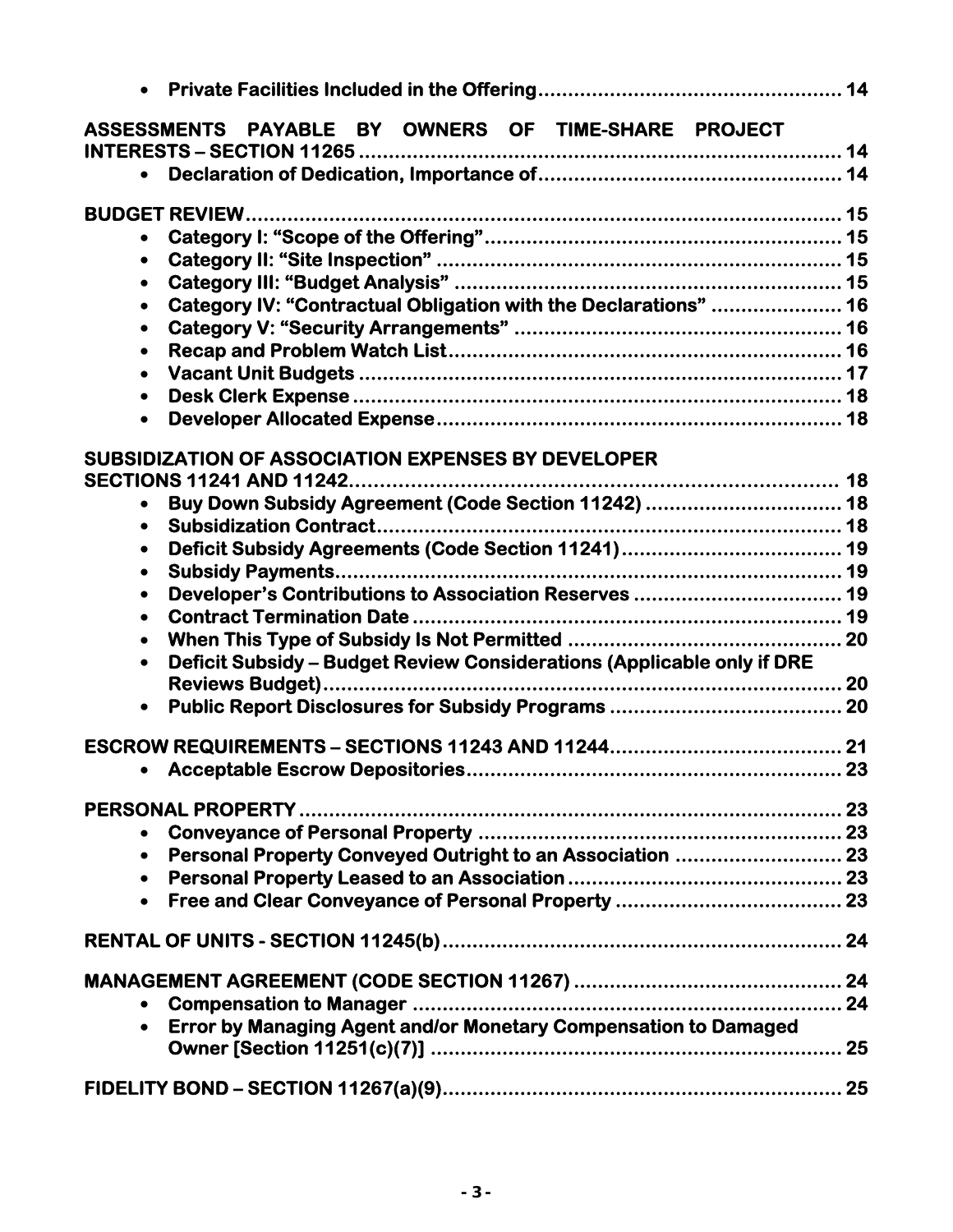- **Private Facilities Included in the Offering** .................................................. 14

**ASSESSMENTS PAYABLE BY OWNERS OF TIME-SHARE PROJECT INTERESTS – SECTION 11265** ................................................................................ 14

- **Declaration of Dedication, Importance of** .................................................. 14

**BUDGET REVIEW** .................................................................................................. 15

- **Category I: "Scope of the Offering"** ........................................................... 15
- **Category II: "Site Inspection"** .................................................................... 15
- **Category III: "Budget Analysis"** ................................................................. 15
- **Category IV: "Contractual Obligation with the Declarations"** ...................... 16
- **Category V: "Security Arrangements"** ....................................................... 16
- **Recap and Problem Watch List** .................................................................. 16
- **Vacant Unit Budgets** ................................................................................. 17
- **Desk Clerk Expense** .................................................................................. 18
- **Developer Allocated Expense** .................................................................... 18

**SUBSIDIZATION OF ASSOCIATION EXPENSES BY DEVELOPER SECTIONS 11241 AND 11242** ............................................................................... 18

- **Buy Down Subsidy Agreement (Code Section 11242)** ................................. 18
- **Subsidization Contract** ............................................................................. 18
- **Deficit Subsidy Agreements (Code Section 11241)** ..................................... 19
- **Subsidy Payments** .................................................................................... 19
- **Developer's Contributions to Association Reserves** ................................... 19
- **Contract Termination Date** ........................................................................ 19
- **When This Type of Subsidy Is Not Permitted** .............................................. 20
- **Deficit Subsidy – Budget Review Considerations (Applicable only if DRE Reviews Budget)** ....................................................................................... 20
- **Public Report Disclosures for Subsidy Programs** ....................................... 20

**ESCROW REQUIREMENTS – SECTIONS 11243 AND 11244** ....................................... 21

- **Acceptable Escrow Depositories** ............................................................... 23

**PERSONAL PROPERTY** .......................................................................................... 23

- **Conveyance of Personal Property** ............................................................. 23
- **Personal Property Conveyed Outright to an Association** ............................ 23
- **Personal Property Leased to an Association** .............................................. 23
- **Free and Clear Conveyance of Personal Property** ...................................... 23

**RENTAL OF UNITS - SECTION 11245(b)** .................................................................. 24

**MANAGEMENT AGREEMENT (CODE SECTION 11267)** ............................................ 24

- **Compensation to Manager** ........................................................................ 24
- **Error by Managing Agent and/or Monetary Compensation to Damaged Owner [Section 11251(c)(7)]** ..................................................................... 25

**FIDELITY BOND – SECTION 11267(a)(9)** .................................................................. 25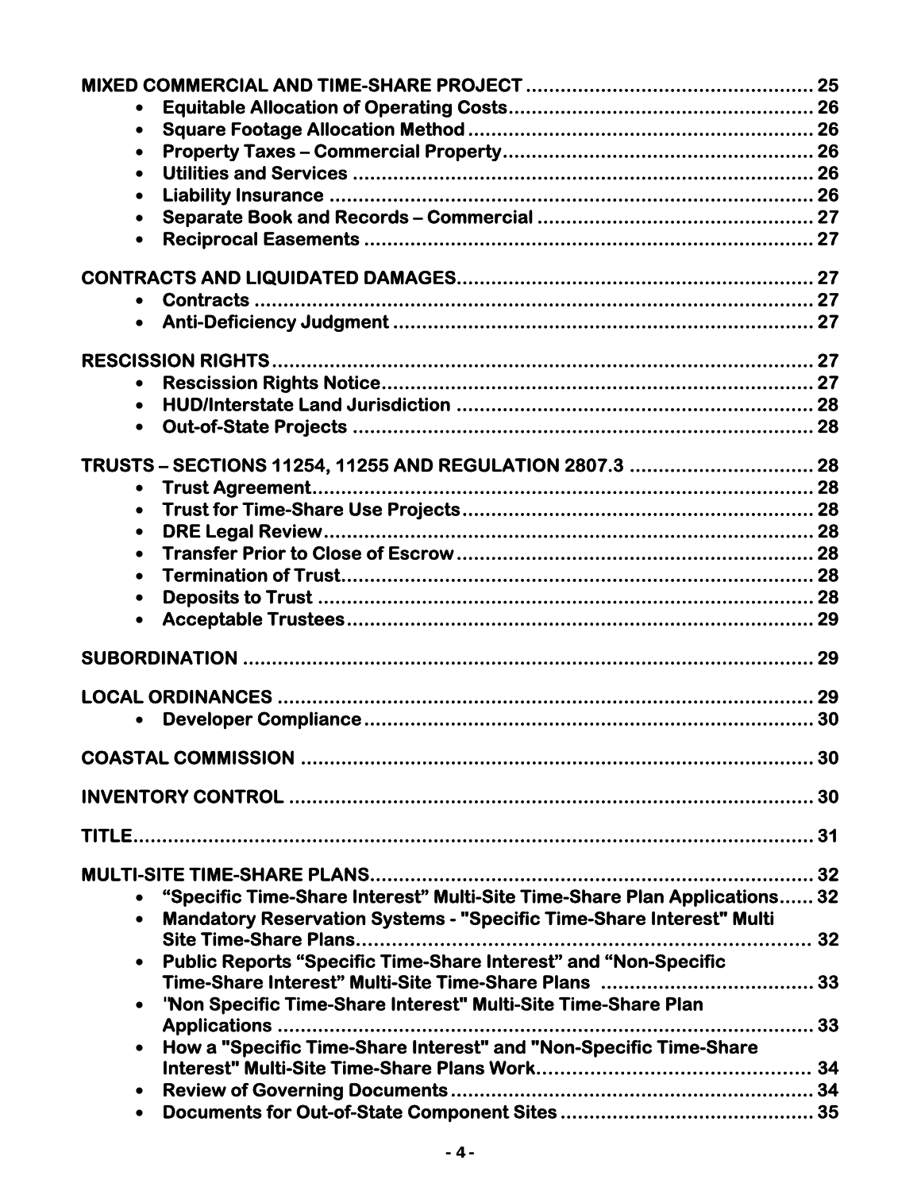**MIXED COMMERCIAL AND TIME-SHARE PROJECT** .................................................. 25

- **Equitable Allocation of Operating Costs** ..................................................... 26
- **Square Footage Allocation Method** ............................................................ 26
- **Property Taxes – Commercial Property** ...................................................... 26
- **Utilities and Services** ................................................................................ 26
- **Liability Insurance** .................................................................................... 26
- **Separate Book and Records – Commercial** ................................................ 27
- **Reciprocal Easements** .............................................................................. 27

**CONTRACTS AND LIQUIDATED DAMAGES** ............................................................. 27

- **Contracts** .................................................................................................. 27
- **Anti-Deficiency Judgment** .......................................................................... 27

**RESCISSION RIGHTS** ............................................................................................. 27

- **Rescission Rights Notice** ............................................................................ 27
- **HUD/Interstate Land Jurisdiction** ............................................................... 28
- **Out-of-State Projects** ................................................................................. 28

**TRUSTS – SECTIONS 11254, 11255 AND REGULATION 2807.3** ................................ 28

- **Trust Agreement** ........................................................................................ 28
- **Trust for Time-Share Use Projects** ............................................................. 28
- **DRE Legal Review** ...................................................................................... 28
- **Transfer Prior to Close of Escrow** ............................................................... 28
- **Termination of Trust** .................................................................................. 28
- **Deposits to Trust** ....................................................................................... 28
- **Acceptable Trustees** .................................................................................. 29

**SUBORDINATION** ................................................................................................... 29

**LOCAL ORDINANCES** ............................................................................................. 29

- **Developer Compliance** ............................................................................... 30

**COASTAL COMMISSION** ......................................................................................... 30

**INVENTORY CONTROL** ........................................................................................... 30

**TITLE** ..................................................................................................................... 31

**MULTI-SITE TIME-SHARE PLANS** ............................................................................. 32

- **"Specific Time-Share Interest" Multi-Site Time-Share Plan Applications** ...... 32
- **Mandatory Reservation Systems - "Specific Time-Share Interest" Multi Site Time-Share Plans** ............................................................................. 32
- **Public Reports "Specific Time-Share Interest" and "Non-Specific Time-Share Interest" Multi-Site Time-Share Plans** ..................................... 33
- **"Non Specific Time-Share Interest" Multi-Site Time-Share Plan Applications** ............................................................................................. 33
- **How a "Specific Time-Share Interest" and "Non-Specific Time-Share Interest" Multi-Site Time-Share Plans Work** .............................................. 34
- **Review of Governing Documents** ............................................................... 34
- **Documents for Out-of-State Component Sites** ............................................ 35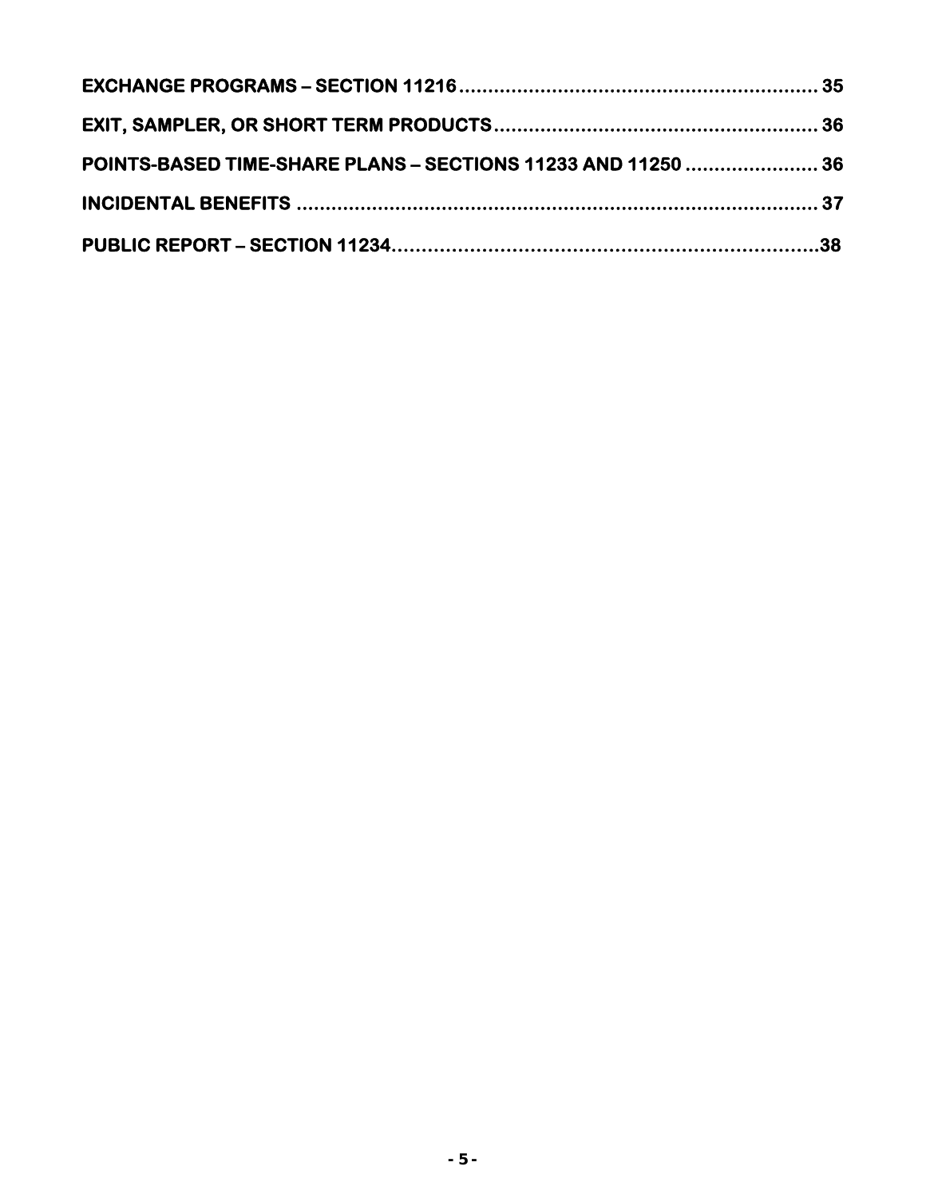**EXCHANGE PROGRAMS – SECTION 11216** .............................................................. 35

**EXIT, SAMPLER, OR SHORT TERM PRODUCTS** ........................................................ 36

**POINTS-BASED TIME-SHARE PLANS – SECTIONS 11233 AND 11250** ....................... 36

**INCIDENTAL BENEFITS** .......................................................................................... 37

**PUBLIC REPORT – SECTION 11234** ......................................................................... 38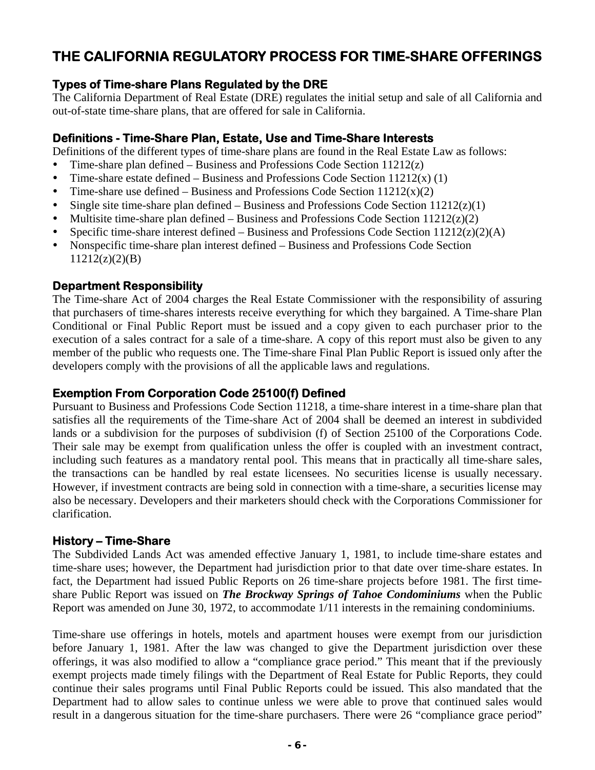# THE CALIFORNIA REGULATORY PROCESS FOR TIME-SHARE OFFERINGS

### Types of Time-share Plans Regulated by the DRE

The California Department of Real Estate (DRE) regulates the initial setup and sale of all California and out-of-state time-share plans, that are offered for sale in California.

### Definitions - Time-Share Plan, Estate, Use and Time-Share Interests

Definitions of the different types of time-share plans are found in the Real Estate Law as follows:

- Time-share plan defined – Business and Professions Code Section 11212(z)
- Time-share estate defined – Business and Professions Code Section 11212(x) (1)
- Time-share use defined – Business and Professions Code Section 11212(x)(2)
- Single site time-share plan defined – Business and Professions Code Section 11212(z)(1)
- Multisite time-share plan defined – Business and Professions Code Section 11212(z)(2)
- Specific time-share interest defined – Business and Professions Code Section 11212(z)(2)(A)
- Nonspecific time-share plan interest defined – Business and Professions Code Section 11212(z)(2)(B)

### Department Responsibility

The Time-share Act of 2004 charges the Real Estate Commissioner with the responsibility of assuring that purchasers of time-shares interests receive everything for which they bargained. A Time-share Plan Conditional or Final Public Report must be issued and a copy given to each purchaser prior to the execution of a sales contract for a sale of a time-share. A copy of this report must also be given to any member of the public who requests one. The Time-share Final Plan Public Report is issued only after the developers comply with the provisions of all the applicable laws and regulations.

### Exemption From Corporation Code 25100(f) Defined

Pursuant to Business and Professions Code Section 11218, a time-share interest in a time-share plan that satisfies all the requirements of the Time-share Act of 2004 shall be deemed an interest in subdivided lands or a subdivision for the purposes of subdivision (f) of Section 25100 of the Corporations Code. Their sale may be exempt from qualification unless the offer is coupled with an investment contract, including such features as a mandatory rental pool. This means that in practically all time-share sales, the transactions can be handled by real estate licensees. No securities license is usually necessary. However, if investment contracts are being sold in connection with a time-share, a securities license may also be necessary. Developers and their marketers should check with the Corporations Commissioner for clarification.

### History – Time-Share

The Subdivided Lands Act was amended effective January 1, 1981, to include time-share estates and time-share uses; however, the Department had jurisdiction prior to that date over time-share estates. In fact, the Department had issued Public Reports on 26 time-share projects before 1981. The first time-share Public Report was issued on ***The Brockway Springs of Tahoe Condominiums*** when the Public Report was amended on June 30, 1972, to accommodate 1/11 interests in the remaining condominiums.

Time-share use offerings in hotels, motels and apartment houses were exempt from our jurisdiction before January 1, 1981. After the law was changed to give the Department jurisdiction over these offerings, it was also modified to allow a "compliance grace period." This meant that if the previously exempt projects made timely filings with the Department of Real Estate for Public Reports, they could continue their sales programs until Final Public Reports could be issued. This also mandated that the Department had to allow sales to continue unless we were able to prove that continued sales would result in a dangerous situation for the time-share purchasers. There were 26 "compliance grace period"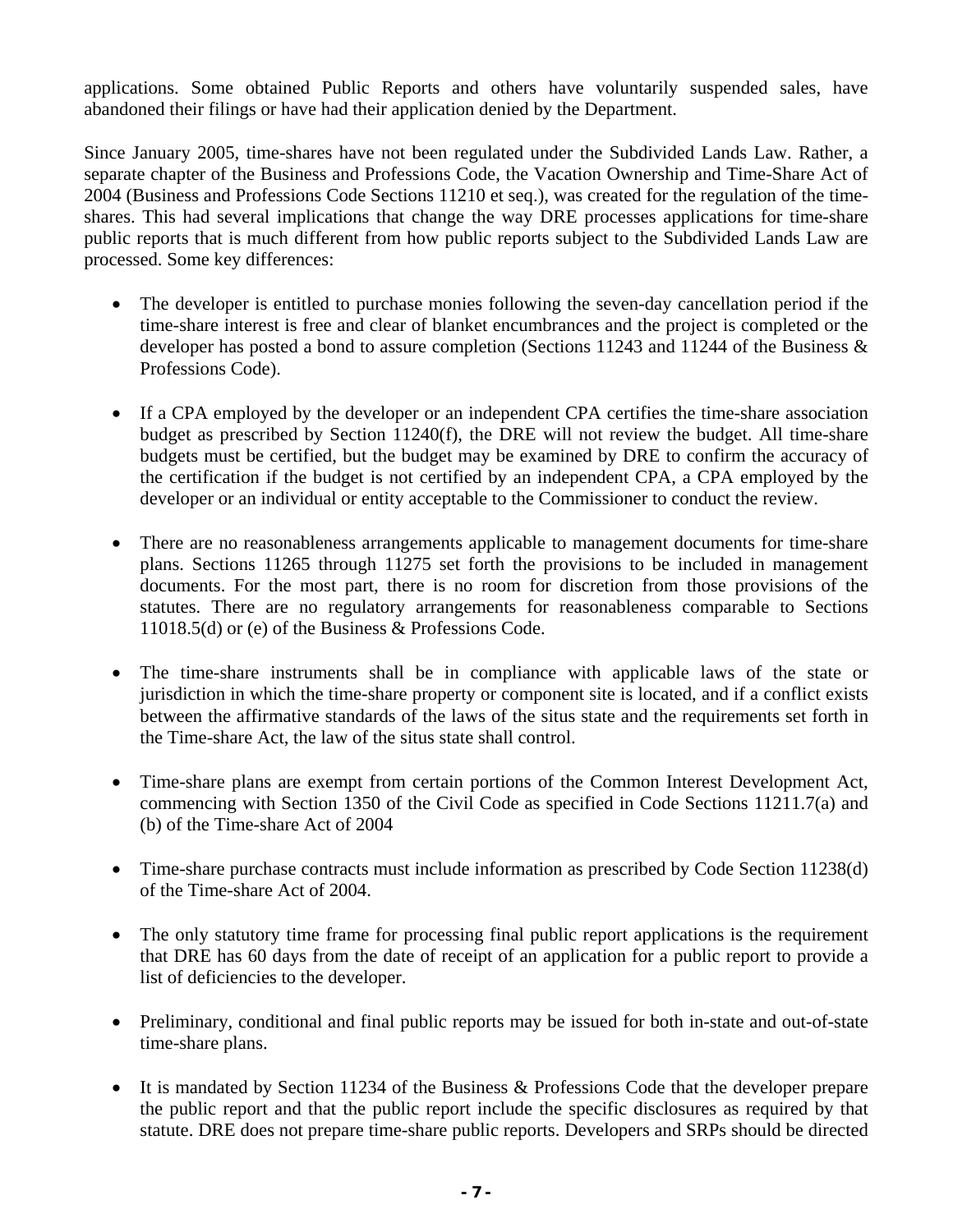applications. Some obtained Public Reports and others have voluntarily suspended sales, have abandoned their filings or have had their application denied by the Department.

Since January 2005, time-shares have not been regulated under the Subdivided Lands Law. Rather, a separate chapter of the Business and Professions Code, the Vacation Ownership and Time-Share Act of 2004 (Business and Professions Code Sections 11210 et seq.), was created for the regulation of the time-shares. This had several implications that change the way DRE processes applications for time-share public reports that is much different from how public reports subject to the Subdivided Lands Law are processed. Some key differences:

- The developer is entitled to purchase monies following the seven-day cancellation period if the time-share interest is free and clear of blanket encumbrances and the project is completed or the developer has posted a bond to assure completion (Sections 11243 and 11244 of the Business & Professions Code).

- If a CPA employed by the developer or an independent CPA certifies the time-share association budget as prescribed by Section 11240(f), the DRE will not review the budget. All time-share budgets must be certified, but the budget may be examined by DRE to confirm the accuracy of the certification if the budget is not certified by an independent CPA, a CPA employed by the developer or an individual or entity acceptable to the Commissioner to conduct the review.

- There are no reasonableness arrangements applicable to management documents for time-share plans. Sections 11265 through 11275 set forth the provisions to be included in management documents. For the most part, there is no room for discretion from those provisions of the statutes. There are no regulatory arrangements for reasonableness comparable to Sections 11018.5(d) or (e) of the Business & Professions Code.

- The time-share instruments shall be in compliance with applicable laws of the state or jurisdiction in which the time-share property or component site is located, and if a conflict exists between the affirmative standards of the laws of the situs state and the requirements set forth in the Time-share Act, the law of the situs state shall control.

- Time-share plans are exempt from certain portions of the Common Interest Development Act, commencing with Section 1350 of the Civil Code as specified in Code Sections 11211.7(a) and (b) of the Time-share Act of 2004

- Time-share purchase contracts must include information as prescribed by Code Section 11238(d) of the Time-share Act of 2004.

- The only statutory time frame for processing final public report applications is the requirement that DRE has 60 days from the date of receipt of an application for a public report to provide a list of deficiencies to the developer.

- Preliminary, conditional and final public reports may be issued for both in-state and out-of-state time-share plans.

- It is mandated by Section 11234 of the Business & Professions Code that the developer prepare the public report and that the public report include the specific disclosures as required by that statute. DRE does not prepare time-share public reports. Developers and SRPs should be directed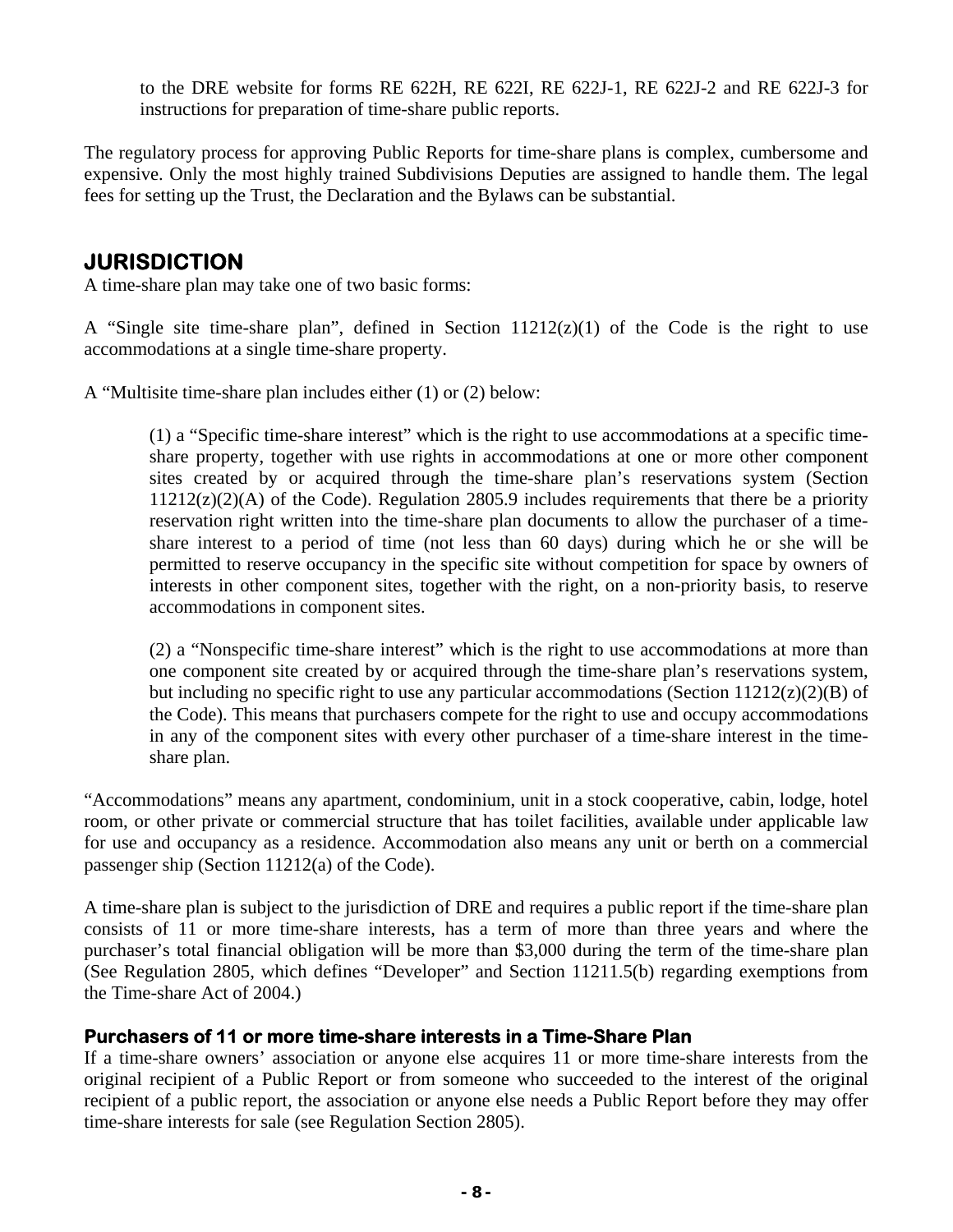to the DRE website for forms RE 622H, RE 622I, RE 622J-1, RE 622J-2 and RE 622J-3 for instructions for preparation of time-share public reports.

The regulatory process for approving Public Reports for time-share plans is complex, cumbersome and expensive. Only the most highly trained Subdivisions Deputies are assigned to handle them. The legal fees for setting up the Trust, the Declaration and the Bylaws can be substantial.

## JURISDICTION

A time-share plan may take one of two basic forms:

A "Single site time-share plan", defined in Section 11212(z)(1) of the Code is the right to use accommodations at a single time-share property.

A "Multisite time-share plan includes either (1) or (2) below:

> (1) a "Specific time-share interest" which is the right to use accommodations at a specific time-share property, together with use rights in accommodations at one or more other component sites created by or acquired through the time-share plan's reservations system (Section 11212(z)(2)(A) of the Code). Regulation 2805.9 includes requirements that there be a priority reservation right written into the time-share plan documents to allow the purchaser of a time-share interest to a period of time (not less than 60 days) during which he or she will be permitted to reserve occupancy in the specific site without competition for space by owners of interests in other component sites, together with the right, on a non-priority basis, to reserve accommodations in component sites.
>
> (2) a "Nonspecific time-share interest" which is the right to use accommodations at more than one component site created by or acquired through the time-share plan's reservations system, but including no specific right to use any particular accommodations (Section 11212(z)(2)(B) of the Code). This means that purchasers compete for the right to use and occupy accommodations in any of the component sites with every other purchaser of a time-share interest in the time-share plan.

"Accommodations" means any apartment, condominium, unit in a stock cooperative, cabin, lodge, hotel room, or other private or commercial structure that has toilet facilities, available under applicable law for use and occupancy as a residence. Accommodation also means any unit or berth on a commercial passenger ship (Section 11212(a) of the Code).

A time-share plan is subject to the jurisdiction of DRE and requires a public report if the time-share plan consists of 11 or more time-share interests, has a term of more than three years and where the purchaser's total financial obligation will be more than $3,000 during the term of the time-share plan (See Regulation 2805, which defines "Developer" and Section 11211.5(b) regarding exemptions from the Time-share Act of 2004.)

### Purchasers of 11 or more time-share interests in a Time-Share Plan

If a time-share owners' association or anyone else acquires 11 or more time-share interests from the original recipient of a Public Report or from someone who succeeded to the interest of the original recipient of a public report, the association or anyone else needs a Public Report before they may offer time-share interests for sale (see Regulation Section 2805).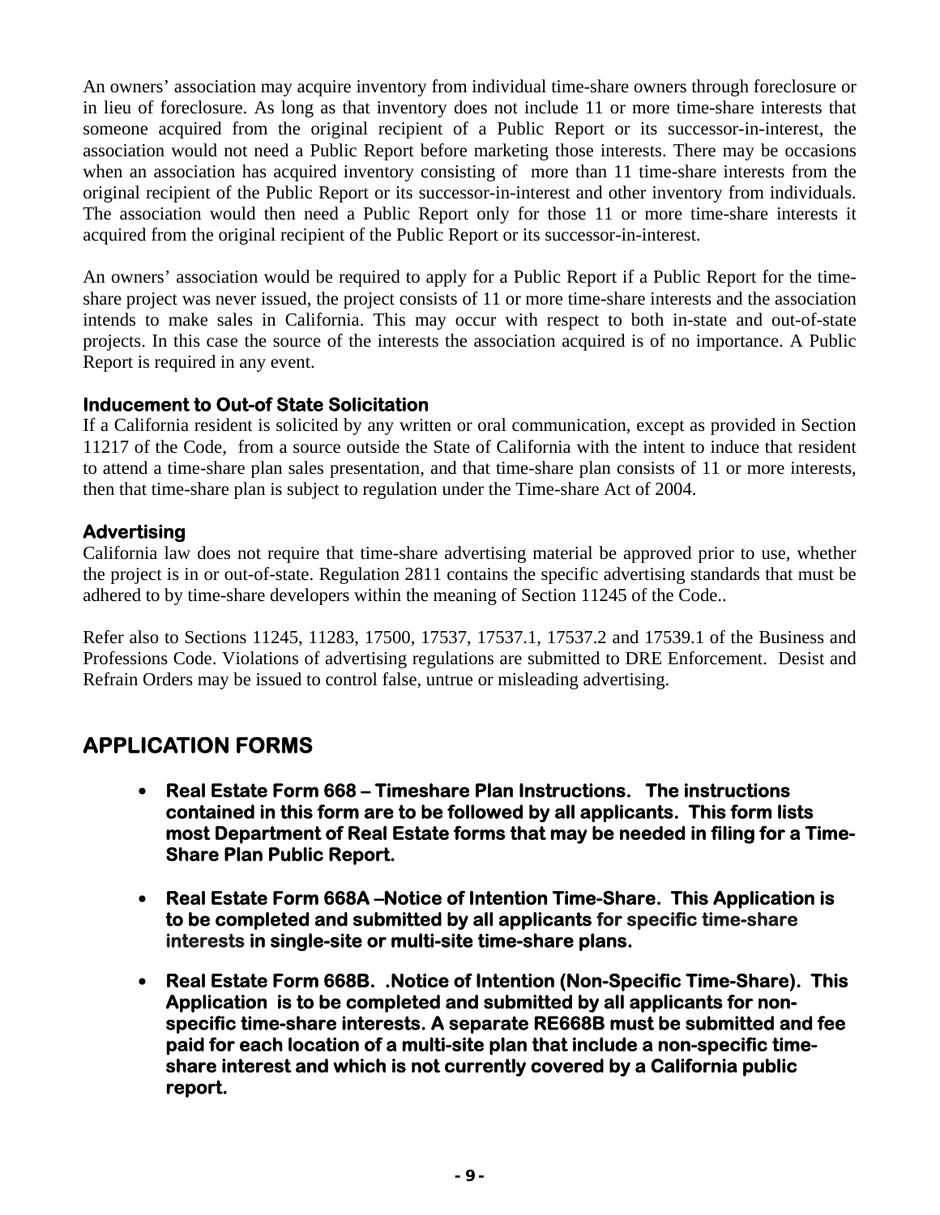An owners' association may acquire inventory from individual time-share owners through foreclosure or in lieu of foreclosure. As long as that inventory does not include 11 or more time-share interests that someone acquired from the original recipient of a Public Report or its successor-in-interest, the association would not need a Public Report before marketing those interests. There may be occasions when an association has acquired inventory consisting of more than 11 time-share interests from the original recipient of the Public Report or its successor-in-interest and other inventory from individuals. The association would then need a Public Report only for those 11 or more time-share interests it acquired from the original recipient of the Public Report or its successor-in-interest.

An owners' association would be required to apply for a Public Report if a Public Report for the time-share project was never issued, the project consists of 11 or more time-share interests and the association intends to make sales in California. This may occur with respect to both in-state and out-of-state projects. In this case the source of the interests the association acquired is of no importance. A Public Report is required in any event.

### Inducement to Out-of State Solicitation

If a California resident is solicited by any written or oral communication, except as provided in Section 11217 of the Code, from a source outside the State of California with the intent to induce that resident to attend a time-share plan sales presentation, and that time-share plan consists of 11 or more interests, then that time-share plan is subject to regulation under the Time-share Act of 2004.

### Advertising

California law does not require that time-share advertising material be approved prior to use, whether the project is in or out-of-state. Regulation 2811 contains the specific advertising standards that must be adhered to by time-share developers within the meaning of Section 11245 of the Code..

Refer also to Sections 11245, 11283, 17500, 17537, 17537.1, 17537.2 and 17539.1 of the Business and Professions Code. Violations of advertising regulations are submitted to DRE Enforcement. Desist and Refrain Orders may be issued to control false, untrue or misleading advertising.

## APPLICATION FORMS

- **Real Estate Form 668 – Timeshare Plan Instructions. The instructions contained in this form are to be followed by all applicants. This form lists most Department of Real Estate forms that may be needed in filing for a Time-Share Plan Public Report.**
- **Real Estate Form 668A –Notice of Intention Time-Share. This Application is to be completed and submitted by all applicants for specific time-share interests in single-site or multi-site time-share plans.**
- **Real Estate Form 668B. .Notice of Intention (Non-Specific Time-Share). This Application is to be completed and submitted by all applicants for non-specific time-share interests. A separate RE668B must be submitted and fee paid for each location of a multi-site plan that include a non-specific time-share interest and which is not currently covered by a California public report.**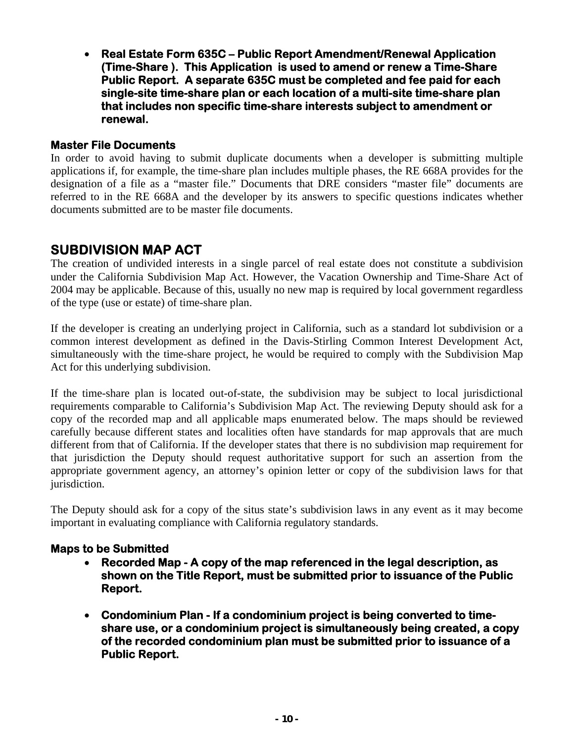- **Real Estate Form 635C – Public Report Amendment/Renewal Application (Time-Share ). This Application is used to amend or renew a Time-Share Public Report. A separate 635C must be completed and fee paid for each single-site time-share plan or each location of a multi-site time-share plan that includes non specific time-share interests subject to amendment or renewal.**

### Master File Documents

In order to avoid having to submit duplicate documents when a developer is submitting multiple applications if, for example, the time-share plan includes multiple phases, the RE 668A provides for the designation of a file as a "master file." Documents that DRE considers "master file" documents are referred to in the RE 668A and the developer by its answers to specific questions indicates whether documents submitted are to be master file documents.

## SUBDIVISION MAP ACT

The creation of undivided interests in a single parcel of real estate does not constitute a subdivision under the California Subdivision Map Act. However, the Vacation Ownership and Time-Share Act of 2004 may be applicable. Because of this, usually no new map is required by local government regardless of the type (use or estate) of time-share plan.

If the developer is creating an underlying project in California, such as a standard lot subdivision or a common interest development as defined in the Davis-Stirling Common Interest Development Act, simultaneously with the time-share project, he would be required to comply with the Subdivision Map Act for this underlying subdivision.

If the time-share plan is located out-of-state, the subdivision may be subject to local jurisdictional requirements comparable to California's Subdivision Map Act. The reviewing Deputy should ask for a copy of the recorded map and all applicable maps enumerated below. The maps should be reviewed carefully because different states and localities often have standards for map approvals that are much different from that of California. If the developer states that there is no subdivision map requirement for that jurisdiction the Deputy should request authoritative support for such an assertion from the appropriate government agency, an attorney's opinion letter or copy of the subdivision laws for that jurisdiction.

The Deputy should ask for a copy of the situs state's subdivision laws in any event as it may become important in evaluating compliance with California regulatory standards.

### Maps to be Submitted

- **Recorded Map - A copy of the map referenced in the legal description, as shown on the Title Report, must be submitted prior to issuance of the Public Report.**

- **Condominium Plan - If a condominium project is being converted to time-share use, or a condominium project is simultaneously being created, a copy of the recorded condominium plan must be submitted prior to issuance of a Public Report.**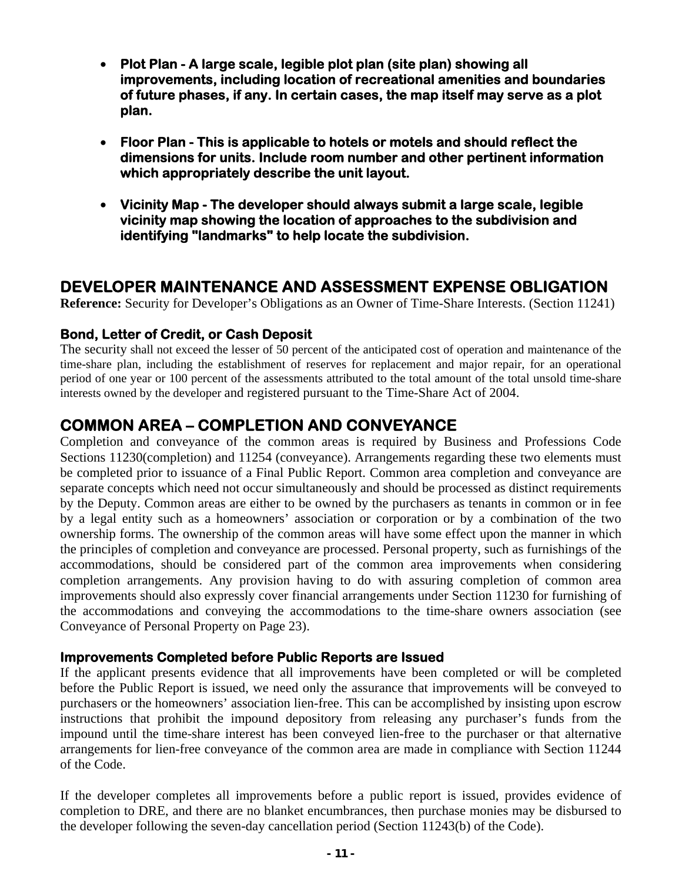- **Plot Plan - A large scale, legible plot plan (site plan) showing all improvements, including location of recreational amenities and boundaries of future phases, if any. In certain cases, the map itself may serve as a plot plan.**

- **Floor Plan - This is applicable to hotels or motels and should reflect the dimensions for units. Include room number and other pertinent information which appropriately describe the unit layout.**

- **Vicinity Map - The developer should always submit a large scale, legible vicinity map showing the location of approaches to the subdivision and identifying "landmarks" to help locate the subdivision.**

## DEVELOPER MAINTENANCE AND ASSESSMENT EXPENSE OBLIGATION

**Reference:** Security for Developer's Obligations as an Owner of Time-Share Interests. (Section 11241)

### Bond, Letter of Credit, or Cash Deposit

The security shall not exceed the lesser of 50 percent of the anticipated cost of operation and maintenance of the time-share plan, including the establishment of reserves for replacement and major repair, for an operational period of one year or 100 percent of the assessments attributed to the total amount of the total unsold time-share interests owned by the developer and registered pursuant to the Time-Share Act of 2004.

## COMMON AREA – COMPLETION AND CONVEYANCE

Completion and conveyance of the common areas is required by Business and Professions Code Sections 11230(completion) and 11254 (conveyance). Arrangements regarding these two elements must be completed prior to issuance of a Final Public Report. Common area completion and conveyance are separate concepts which need not occur simultaneously and should be processed as distinct requirements by the Deputy. Common areas are either to be owned by the purchasers as tenants in common or in fee by a legal entity such as a homeowners' association or corporation or by a combination of the two ownership forms. The ownership of the common areas will have some effect upon the manner in which the principles of completion and conveyance are processed. Personal property, such as furnishings of the accommodations, should be considered part of the common area improvements when considering completion arrangements. Any provision having to do with assuring completion of common area improvements should also expressly cover financial arrangements under Section 11230 for furnishing of the accommodations and conveying the accommodations to the time-share owners association (see Conveyance of Personal Property on Page 23).

### Improvements Completed before Public Reports are Issued

If the applicant presents evidence that all improvements have been completed or will be completed before the Public Report is issued, we need only the assurance that improvements will be conveyed to purchasers or the homeowners' association lien-free. This can be accomplished by insisting upon escrow instructions that prohibit the impound depository from releasing any purchaser's funds from the impound until the time-share interest has been conveyed lien-free to the purchaser or that alternative arrangements for lien-free conveyance of the common area are made in compliance with Section 11244 of the Code.

If the developer completes all improvements before a public report is issued, provides evidence of completion to DRE, and there are no blanket encumbrances, then purchase monies may be disbursed to the developer following the seven-day cancellation period (Section 11243(b) of the Code).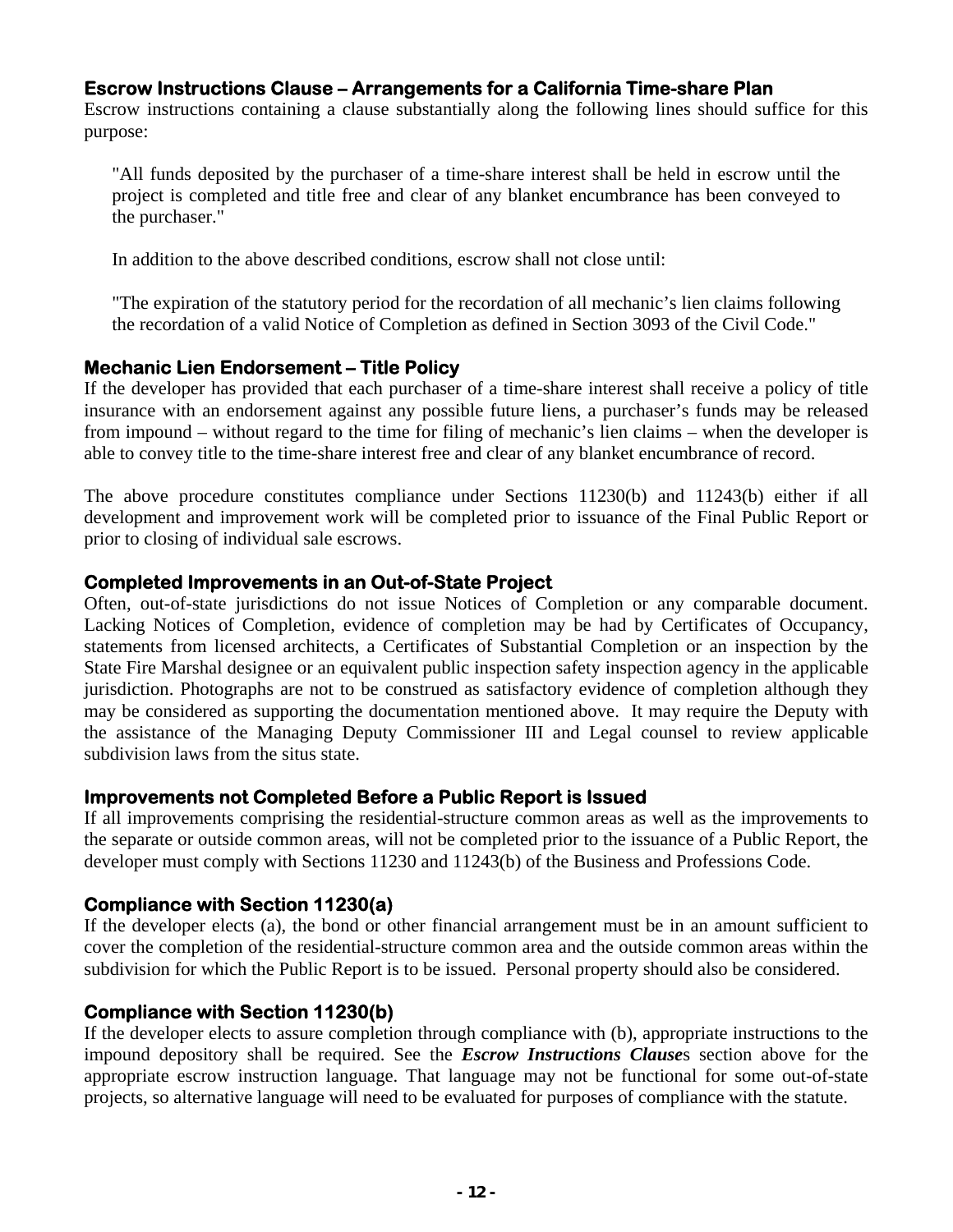### Escrow Instructions Clause – Arrangements for a California Time-share Plan

Escrow instructions containing a clause substantially along the following lines should suffice for this purpose:

> "All funds deposited by the purchaser of a time-share interest shall be held in escrow until the project is completed and title free and clear of any blanket encumbrance has been conveyed to the purchaser."
>
> In addition to the above described conditions, escrow shall not close until:
>
> "The expiration of the statutory period for the recordation of all mechanic's lien claims following the recordation of a valid Notice of Completion as defined in Section 3093 of the Civil Code."

### Mechanic Lien Endorsement – Title Policy

If the developer has provided that each purchaser of a time-share interest shall receive a policy of title insurance with an endorsement against any possible future liens, a purchaser's funds may be released from impound – without regard to the time for filing of mechanic's lien claims – when the developer is able to convey title to the time-share interest free and clear of any blanket encumbrance of record.

The above procedure constitutes compliance under Sections 11230(b) and 11243(b) either if all development and improvement work will be completed prior to issuance of the Final Public Report or prior to closing of individual sale escrows.

### Completed Improvements in an Out-of-State Project

Often, out-of-state jurisdictions do not issue Notices of Completion or any comparable document. Lacking Notices of Completion, evidence of completion may be had by Certificates of Occupancy, statements from licensed architects, a Certificates of Substantial Completion or an inspection by the State Fire Marshal designee or an equivalent public inspection safety inspection agency in the applicable jurisdiction. Photographs are not to be construed as satisfactory evidence of completion although they may be considered as supporting the documentation mentioned above. It may require the Deputy with the assistance of the Managing Deputy Commissioner III and Legal counsel to review applicable subdivision laws from the situs state.

### Improvements not Completed Before a Public Report is Issued

If all improvements comprising the residential-structure common areas as well as the improvements to the separate or outside common areas, will not be completed prior to the issuance of a Public Report, the developer must comply with Sections 11230 and 11243(b) of the Business and Professions Code.

### Compliance with Section 11230(a)

If the developer elects (a), the bond or other financial arrangement must be in an amount sufficient to cover the completion of the residential-structure common area and the outside common areas within the subdivision for which the Public Report is to be issued. Personal property should also be considered.

### Compliance with Section 11230(b)

If the developer elects to assure completion through compliance with (b), appropriate instructions to the impound depository shall be required. See the ***Escrow Instructions Clause***s section above for the appropriate escrow instruction language. That language may not be functional for some out-of-state projects, so alternative language will need to be evaluated for purposes of compliance with the statute.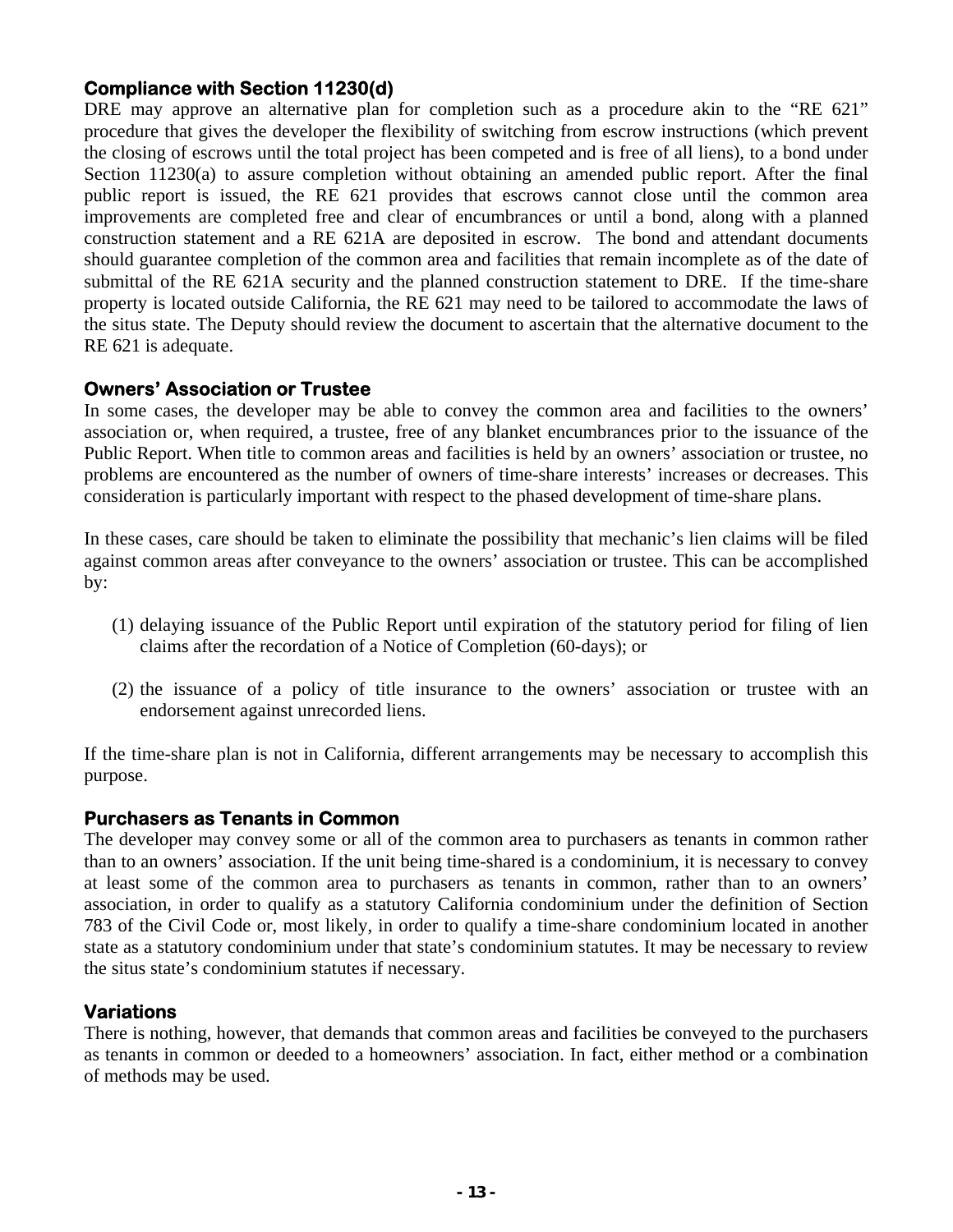### Compliance with Section 11230(d)

DRE may approve an alternative plan for completion such as a procedure akin to the "RE 621" procedure that gives the developer the flexibility of switching from escrow instructions (which prevent the closing of escrows until the total project has been competed and is free of all liens), to a bond under Section 11230(a) to assure completion without obtaining an amended public report. After the final public report is issued, the RE 621 provides that escrows cannot close until the common area improvements are completed free and clear of encumbrances or until a bond, along with a planned construction statement and a RE 621A are deposited in escrow. The bond and attendant documents should guarantee completion of the common area and facilities that remain incomplete as of the date of submittal of the RE 621A security and the planned construction statement to DRE. If the time-share property is located outside California, the RE 621 may need to be tailored to accommodate the laws of the situs state. The Deputy should review the document to ascertain that the alternative document to the RE 621 is adequate.

### Owners' Association or Trustee

In some cases, the developer may be able to convey the common area and facilities to the owners' association or, when required, a trustee, free of any blanket encumbrances prior to the issuance of the Public Report. When title to common areas and facilities is held by an owners' association or trustee, no problems are encountered as the number of owners of time-share interests' increases or decreases. This consideration is particularly important with respect to the phased development of time-share plans.

In these cases, care should be taken to eliminate the possibility that mechanic's lien claims will be filed against common areas after conveyance to the owners' association or trustee. This can be accomplished by:

(1) delaying issuance of the Public Report until expiration of the statutory period for filing of lien claims after the recordation of a Notice of Completion (60-days); or

(2) the issuance of a policy of title insurance to the owners' association or trustee with an endorsement against unrecorded liens.

If the time-share plan is not in California, different arrangements may be necessary to accomplish this purpose.

### Purchasers as Tenants in Common

The developer may convey some or all of the common area to purchasers as tenants in common rather than to an owners' association. If the unit being time-shared is a condominium, it is necessary to convey at least some of the common area to purchasers as tenants in common, rather than to an owners' association, in order to qualify as a statutory California condominium under the definition of Section 783 of the Civil Code or, most likely, in order to qualify a time-share condominium located in another state as a statutory condominium under that state's condominium statutes. It may be necessary to review the situs state's condominium statutes if necessary.

### Variations

There is nothing, however, that demands that common areas and facilities be conveyed to the purchasers as tenants in common or deeded to a homeowners' association. In fact, either method or a combination of methods may be used.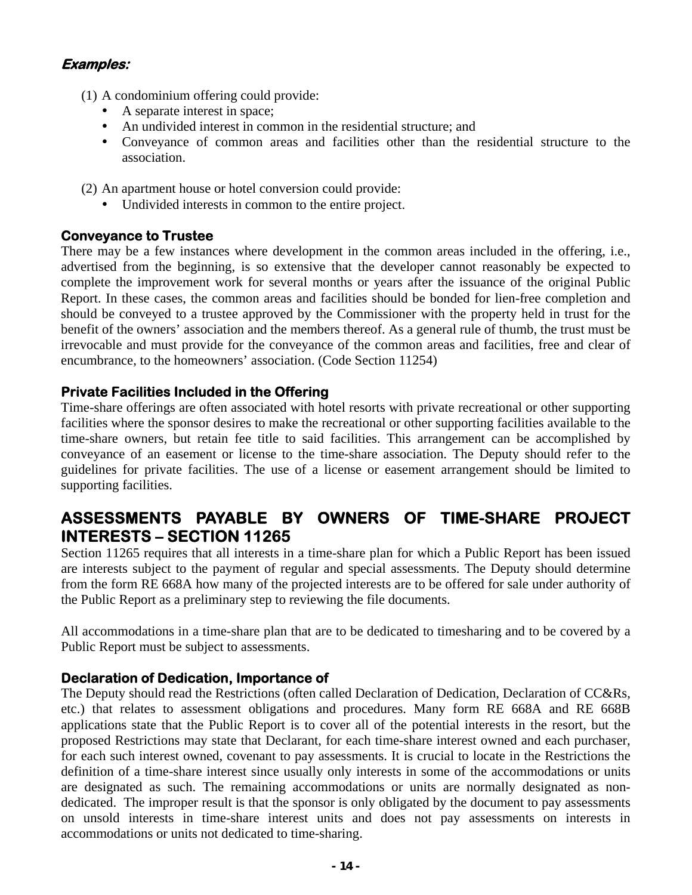***Examples:***

(1) A condominium offering could provide:
- A separate interest in space;
- An undivided interest in common in the residential structure; and
- Conveyance of common areas and facilities other than the residential structure to the association.

(2) An apartment house or hotel conversion could provide:
- Undivided interests in common to the entire project.

### Conveyance to Trustee

There may be a few instances where development in the common areas included in the offering, i.e., advertised from the beginning, is so extensive that the developer cannot reasonably be expected to complete the improvement work for several months or years after the issuance of the original Public Report. In these cases, the common areas and facilities should be bonded for lien-free completion and should be conveyed to a trustee approved by the Commissioner with the property held in trust for the benefit of the owners' association and the members thereof. As a general rule of thumb, the trust must be irrevocable and must provide for the conveyance of the common areas and facilities, free and clear of encumbrance, to the homeowners' association. (Code Section 11254)

### Private Facilities Included in the Offering

Time-share offerings are often associated with hotel resorts with private recreational or other supporting facilities where the sponsor desires to make the recreational or other supporting facilities available to the time-share owners, but retain fee title to said facilities. This arrangement can be accomplished by conveyance of an easement or license to the time-share association. The Deputy should refer to the guidelines for private facilities. The use of a license or easement arrangement should be limited to supporting facilities.

## ASSESSMENTS PAYABLE BY OWNERS OF TIME-SHARE PROJECT INTERESTS – SECTION 11265

Section 11265 requires that all interests in a time-share plan for which a Public Report has been issued are interests subject to the payment of regular and special assessments. The Deputy should determine from the form RE 668A how many of the projected interests are to be offered for sale under authority of the Public Report as a preliminary step to reviewing the file documents.

All accommodations in a time-share plan that are to be dedicated to timesharing and to be covered by a Public Report must be subject to assessments.

### Declaration of Dedication, Importance of

The Deputy should read the Restrictions (often called Declaration of Dedication, Declaration of CC&Rs, etc.) that relates to assessment obligations and procedures. Many form RE 668A and RE 668B applications state that the Public Report is to cover all of the potential interests in the resort, but the proposed Restrictions may state that Declarant, for each time-share interest owned and each purchaser, for each such interest owned, covenant to pay assessments. It is crucial to locate in the Restrictions the definition of a time-share interest since usually only interests in some of the accommodations or units are designated as such. The remaining accommodations or units are normally designated as non-dedicated. The improper result is that the sponsor is only obligated by the document to pay assessments on unsold interests in time-share interest units and does not pay assessments on interests in accommodations or units not dedicated to time-sharing.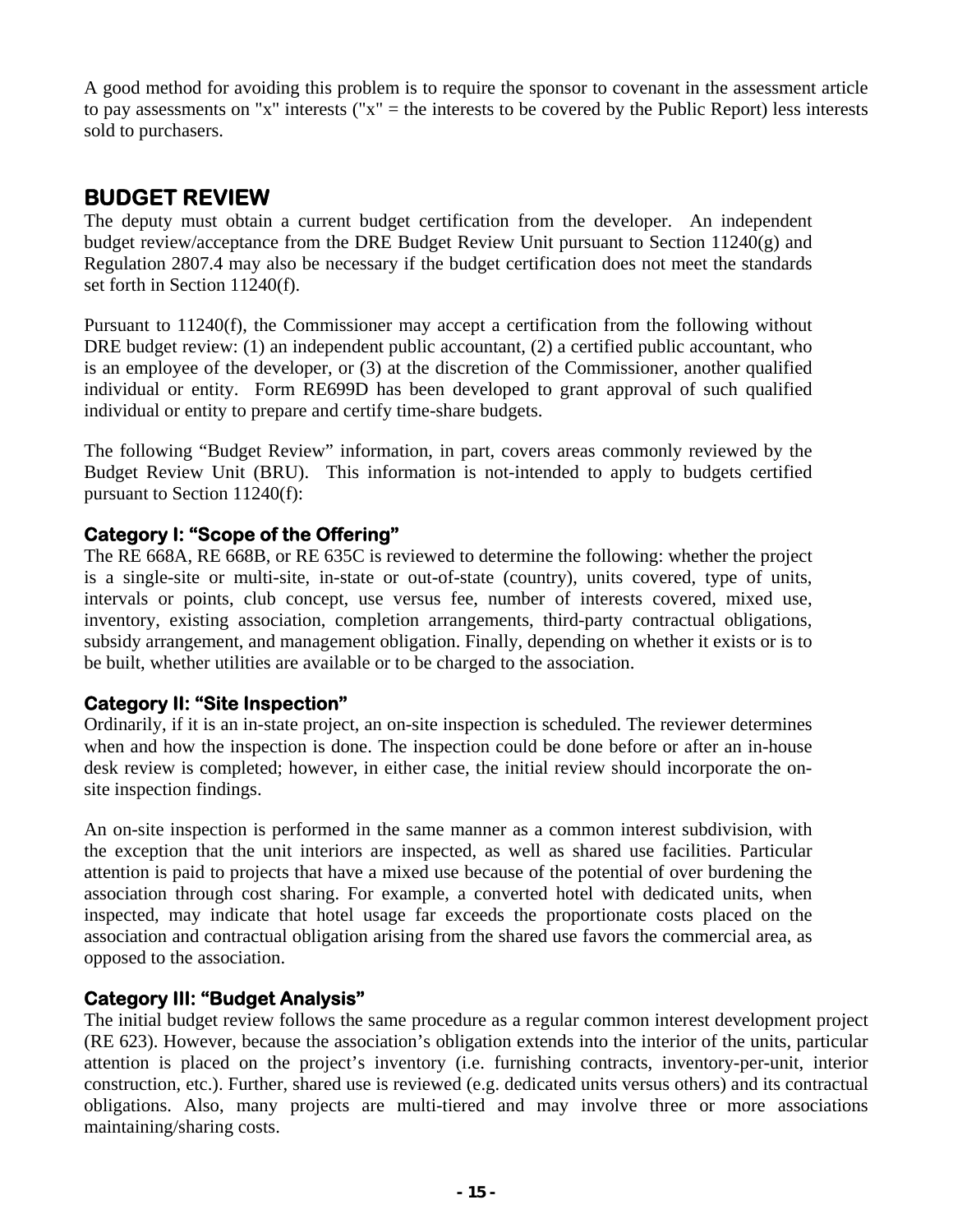A good method for avoiding this problem is to require the sponsor to covenant in the assessment article to pay assessments on "x" interests ("x" = the interests to be covered by the Public Report) less interests sold to purchasers.

## BUDGET REVIEW

The deputy must obtain a current budget certification from the developer. An independent budget review/acceptance from the DRE Budget Review Unit pursuant to Section 11240(g) and Regulation 2807.4 may also be necessary if the budget certification does not meet the standards set forth in Section 11240(f).

Pursuant to 11240(f), the Commissioner may accept a certification from the following without DRE budget review: (1) an independent public accountant, (2) a certified public accountant, who is an employee of the developer, or (3) at the discretion of the Commissioner, another qualified individual or entity. Form RE699D has been developed to grant approval of such qualified individual or entity to prepare and certify time-share budgets.

The following "Budget Review" information, in part, covers areas commonly reviewed by the Budget Review Unit (BRU). This information is not-intended to apply to budgets certified pursuant to Section 11240(f):

### Category I: "Scope of the Offering"

The RE 668A, RE 668B, or RE 635C is reviewed to determine the following: whether the project is a single-site or multi-site, in-state or out-of-state (country), units covered, type of units, intervals or points, club concept, use versus fee, number of interests covered, mixed use, inventory, existing association, completion arrangements, third-party contractual obligations, subsidy arrangement, and management obligation. Finally, depending on whether it exists or is to be built, whether utilities are available or to be charged to the association.

### Category II: "Site Inspection"

Ordinarily, if it is an in-state project, an on-site inspection is scheduled. The reviewer determines when and how the inspection is done. The inspection could be done before or after an in-house desk review is completed; however, in either case, the initial review should incorporate the on-site inspection findings.

An on-site inspection is performed in the same manner as a common interest subdivision, with the exception that the unit interiors are inspected, as well as shared use facilities. Particular attention is paid to projects that have a mixed use because of the potential of over burdening the association through cost sharing. For example, a converted hotel with dedicated units, when inspected, may indicate that hotel usage far exceeds the proportionate costs placed on the association and contractual obligation arising from the shared use favors the commercial area, as opposed to the association.

### Category III: "Budget Analysis"

The initial budget review follows the same procedure as a regular common interest development project (RE 623). However, because the association's obligation extends into the interior of the units, particular attention is placed on the project's inventory (i.e. furnishing contracts, inventory-per-unit, interior construction, etc.). Further, shared use is reviewed (e.g. dedicated units versus others) and its contractual obligations. Also, many projects are multi-tiered and may involve three or more associations maintaining/sharing costs.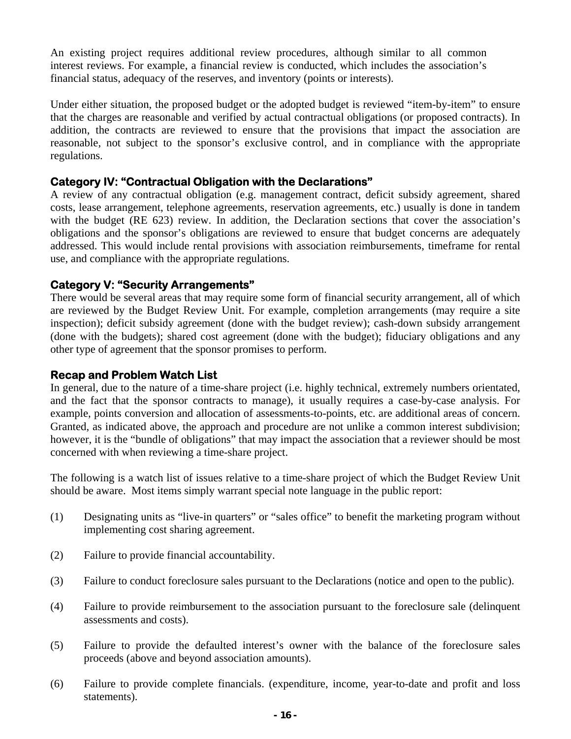An existing project requires additional review procedures, although similar to all common interest reviews. For example, a financial review is conducted, which includes the association's financial status, adequacy of the reserves, and inventory (points or interests).

Under either situation, the proposed budget or the adopted budget is reviewed "item-by-item" to ensure that the charges are reasonable and verified by actual contractual obligations (or proposed contracts). In addition, the contracts are reviewed to ensure that the provisions that impact the association are reasonable, not subject to the sponsor's exclusive control, and in compliance with the appropriate regulations.

### Category IV: "Contractual Obligation with the Declarations"

A review of any contractual obligation (e.g. management contract, deficit subsidy agreement, shared costs, lease arrangement, telephone agreements, reservation agreements, etc.) usually is done in tandem with the budget (RE 623) review. In addition, the Declaration sections that cover the association's obligations and the sponsor's obligations are reviewed to ensure that budget concerns are adequately addressed. This would include rental provisions with association reimbursements, timeframe for rental use, and compliance with the appropriate regulations.

### Category V: "Security Arrangements"

There would be several areas that may require some form of financial security arrangement, all of which are reviewed by the Budget Review Unit. For example, completion arrangements (may require a site inspection); deficit subsidy agreement (done with the budget review); cash-down subsidy arrangement (done with the budgets); shared cost agreement (done with the budget); fiduciary obligations and any other type of agreement that the sponsor promises to perform.

### Recap and Problem Watch List

In general, due to the nature of a time-share project (i.e. highly technical, extremely numbers orientated, and the fact that the sponsor contracts to manage), it usually requires a case-by-case analysis. For example, points conversion and allocation of assessments-to-points, etc. are additional areas of concern. Granted, as indicated above, the approach and procedure are not unlike a common interest subdivision; however, it is the "bundle of obligations" that may impact the association that a reviewer should be most concerned with when reviewing a time-share project.

The following is a watch list of issues relative to a time-share project of which the Budget Review Unit should be aware. Most items simply warrant special note language in the public report:

(1) Designating units as "live-in quarters" or "sales office" to benefit the marketing program without implementing cost sharing agreement.

(2) Failure to provide financial accountability.

(3) Failure to conduct foreclosure sales pursuant to the Declarations (notice and open to the public).

(4) Failure to provide reimbursement to the association pursuant to the foreclosure sale (delinquent assessments and costs).

(5) Failure to provide the defaulted interest's owner with the balance of the foreclosure sales proceeds (above and beyond association amounts).

(6) Failure to provide complete financials. (expenditure, income, year-to-date and profit and loss statements).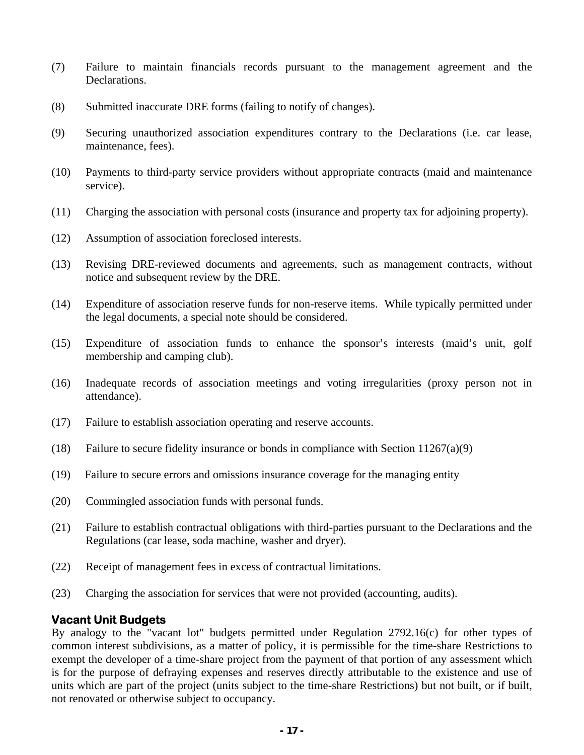(7) Failure to maintain financials records pursuant to the management agreement and the Declarations.

(8) Submitted inaccurate DRE forms (failing to notify of changes).

(9) Securing unauthorized association expenditures contrary to the Declarations (i.e. car lease, maintenance, fees).

(10) Payments to third-party service providers without appropriate contracts (maid and maintenance service).

(11) Charging the association with personal costs (insurance and property tax for adjoining property).

(12) Assumption of association foreclosed interests.

(13) Revising DRE-reviewed documents and agreements, such as management contracts, without notice and subsequent review by the DRE.

(14) Expenditure of association reserve funds for non-reserve items. While typically permitted under the legal documents, a special note should be considered.

(15) Expenditure of association funds to enhance the sponsor's interests (maid's unit, golf membership and camping club).

(16) Inadequate records of association meetings and voting irregularities (proxy person not in attendance).

(17) Failure to establish association operating and reserve accounts.

(18) Failure to secure fidelity insurance or bonds in compliance with Section 11267(a)(9)

(19) Failure to secure errors and omissions insurance coverage for the managing entity

(20) Commingled association funds with personal funds.

(21) Failure to establish contractual obligations with third-parties pursuant to the Declarations and the Regulations (car lease, soda machine, washer and dryer).

(22) Receipt of management fees in excess of contractual limitations.

(23) Charging the association for services that were not provided (accounting, audits).

### Vacant Unit Budgets

By analogy to the "vacant lot" budgets permitted under Regulation 2792.16(c) for other types of common interest subdivisions, as a matter of policy, it is permissible for the time-share Restrictions to exempt the developer of a time-share project from the payment of that portion of any assessment which is for the purpose of defraying expenses and reserves directly attributable to the existence and use of units which are part of the project (units subject to the time-share Restrictions) but not built, or if built, not renovated or otherwise subject to occupancy.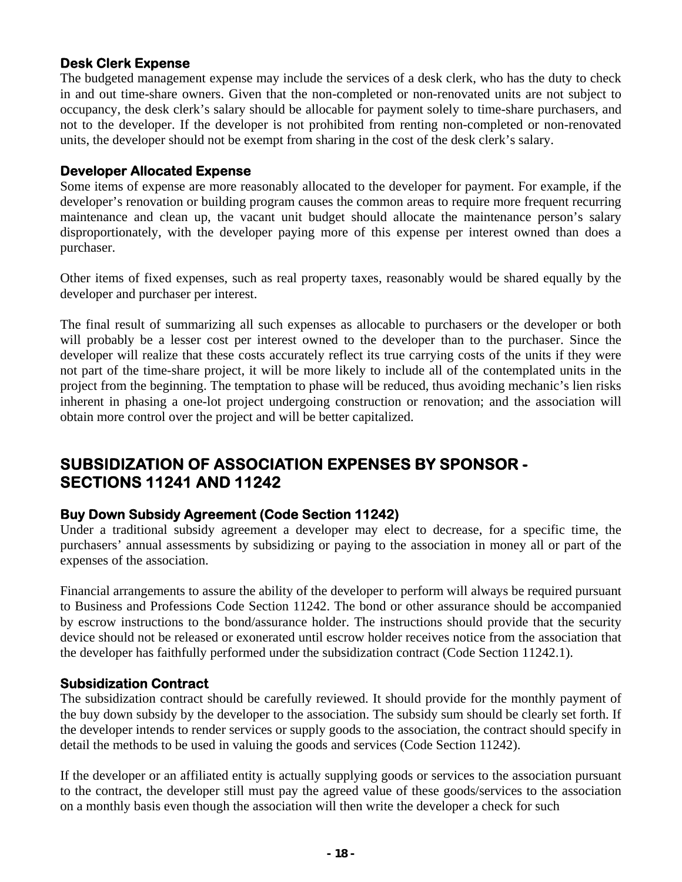### Desk Clerk Expense

The budgeted management expense may include the services of a desk clerk, who has the duty to check in and out time-share owners. Given that the non-completed or non-renovated units are not subject to occupancy, the desk clerk's salary should be allocable for payment solely to time-share purchasers, and not to the developer. If the developer is not prohibited from renting non-completed or non-renovated units, the developer should not be exempt from sharing in the cost of the desk clerk's salary.

### Developer Allocated Expense

Some items of expense are more reasonably allocated to the developer for payment. For example, if the developer's renovation or building program causes the common areas to require more frequent recurring maintenance and clean up, the vacant unit budget should allocate the maintenance person's salary disproportionately, with the developer paying more of this expense per interest owned than does a purchaser.

Other items of fixed expenses, such as real property taxes, reasonably would be shared equally by the developer and purchaser per interest.

The final result of summarizing all such expenses as allocable to purchasers or the developer or both will probably be a lesser cost per interest owned to the developer than to the purchaser. Since the developer will realize that these costs accurately reflect its true carrying costs of the units if they were not part of the time-share project, it will be more likely to include all of the contemplated units in the project from the beginning. The temptation to phase will be reduced, thus avoiding mechanic's lien risks inherent in phasing a one-lot project undergoing construction or renovation; and the association will obtain more control over the project and will be better capitalized.

## SUBSIDIZATION OF ASSOCIATION EXPENSES BY SPONSOR - SECTIONS 11241 AND 11242

### Buy Down Subsidy Agreement (Code Section 11242)

Under a traditional subsidy agreement a developer may elect to decrease, for a specific time, the purchasers' annual assessments by subsidizing or paying to the association in money all or part of the expenses of the association.

Financial arrangements to assure the ability of the developer to perform will always be required pursuant to Business and Professions Code Section 11242. The bond or other assurance should be accompanied by escrow instructions to the bond/assurance holder. The instructions should provide that the security device should not be released or exonerated until escrow holder receives notice from the association that the developer has faithfully performed under the subsidization contract (Code Section 11242.1).

### Subsidization Contract

The subsidization contract should be carefully reviewed. It should provide for the monthly payment of the buy down subsidy by the developer to the association. The subsidy sum should be clearly set forth. If the developer intends to render services or supply goods to the association, the contract should specify in detail the methods to be used in valuing the goods and services (Code Section 11242).

If the developer or an affiliated entity is actually supplying goods or services to the association pursuant to the contract, the developer still must pay the agreed value of these goods/services to the association on a monthly basis even though the association will then write the developer a check for such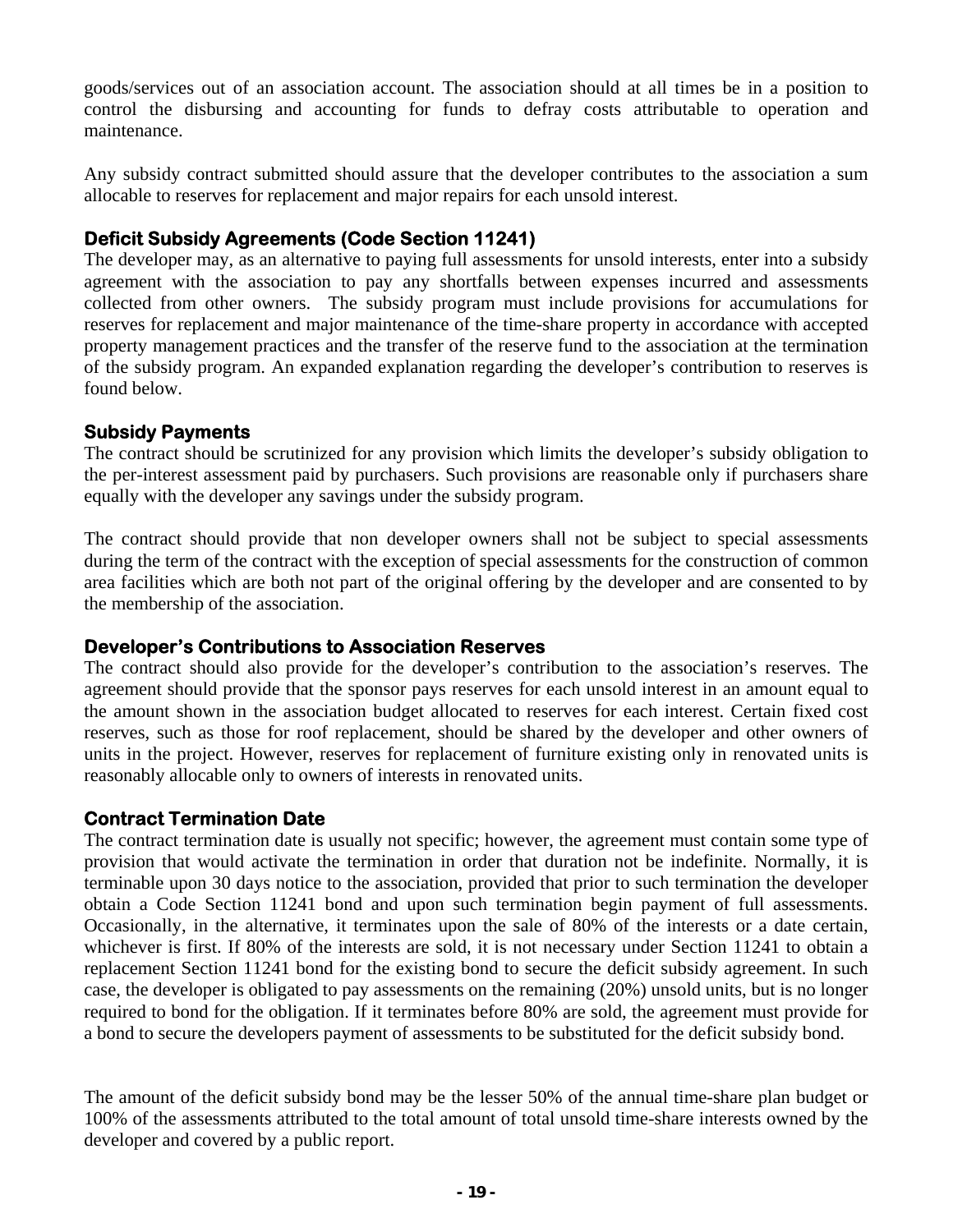goods/services out of an association account. The association should at all times be in a position to control the disbursing and accounting for funds to defray costs attributable to operation and maintenance.

Any subsidy contract submitted should assure that the developer contributes to the association a sum allocable to reserves for replacement and major repairs for each unsold interest.

### Deficit Subsidy Agreements (Code Section 11241)

The developer may, as an alternative to paying full assessments for unsold interests, enter into a subsidy agreement with the association to pay any shortfalls between expenses incurred and assessments collected from other owners. The subsidy program must include provisions for accumulations for reserves for replacement and major maintenance of the time-share property in accordance with accepted property management practices and the transfer of the reserve fund to the association at the termination of the subsidy program. An expanded explanation regarding the developer's contribution to reserves is found below.

### Subsidy Payments

The contract should be scrutinized for any provision which limits the developer's subsidy obligation to the per-interest assessment paid by purchasers. Such provisions are reasonable only if purchasers share equally with the developer any savings under the subsidy program.

The contract should provide that non developer owners shall not be subject to special assessments during the term of the contract with the exception of special assessments for the construction of common area facilities which are both not part of the original offering by the developer and are consented to by the membership of the association.

### Developer's Contributions to Association Reserves

The contract should also provide for the developer's contribution to the association's reserves. The agreement should provide that the sponsor pays reserves for each unsold interest in an amount equal to the amount shown in the association budget allocated to reserves for each interest. Certain fixed cost reserves, such as those for roof replacement, should be shared by the developer and other owners of units in the project. However, reserves for replacement of furniture existing only in renovated units is reasonably allocable only to owners of interests in renovated units.

### Contract Termination Date

The contract termination date is usually not specific; however, the agreement must contain some type of provision that would activate the termination in order that duration not be indefinite. Normally, it is terminable upon 30 days notice to the association, provided that prior to such termination the developer obtain a Code Section 11241 bond and upon such termination begin payment of full assessments. Occasionally, in the alternative, it terminates upon the sale of 80% of the interests or a date certain, whichever is first. If 80% of the interests are sold, it is not necessary under Section 11241 to obtain a replacement Section 11241 bond for the existing bond to secure the deficit subsidy agreement. In such case, the developer is obligated to pay assessments on the remaining (20%) unsold units, but is no longer required to bond for the obligation. If it terminates before 80% are sold, the agreement must provide for a bond to secure the developers payment of assessments to be substituted for the deficit subsidy bond.

The amount of the deficit subsidy bond may be the lesser 50% of the annual time-share plan budget or 100% of the assessments attributed to the total amount of total unsold time-share interests owned by the developer and covered by a public report.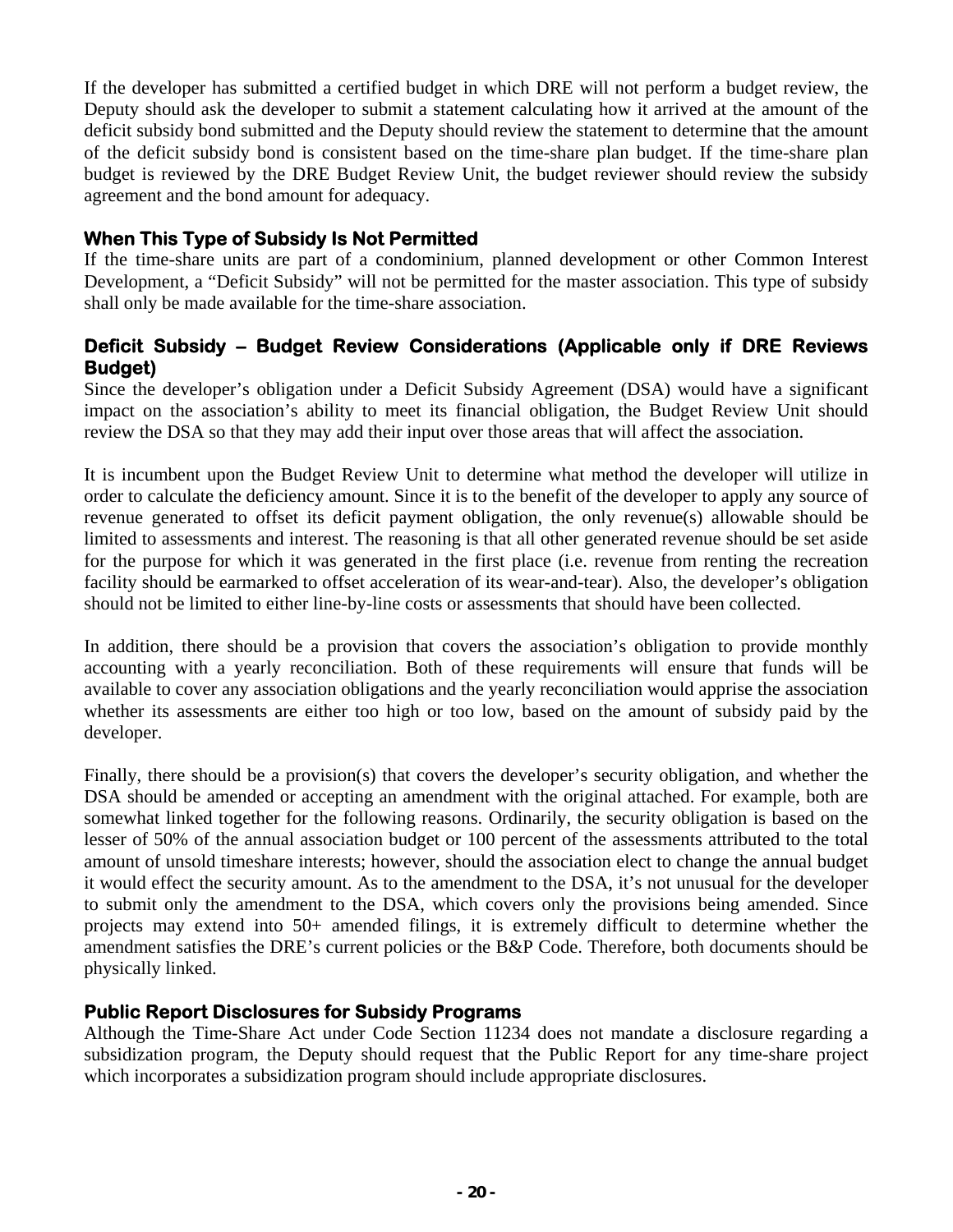If the developer has submitted a certified budget in which DRE will not perform a budget review, the Deputy should ask the developer to submit a statement calculating how it arrived at the amount of the deficit subsidy bond submitted and the Deputy should review the statement to determine that the amount of the deficit subsidy bond is consistent based on the time-share plan budget. If the time-share plan budget is reviewed by the DRE Budget Review Unit, the budget reviewer should review the subsidy agreement and the bond amount for adequacy.

### When This Type of Subsidy Is Not Permitted

If the time-share units are part of a condominium, planned development or other Common Interest Development, a "Deficit Subsidy" will not be permitted for the master association. This type of subsidy shall only be made available for the time-share association.

### Deficit Subsidy – Budget Review Considerations (Applicable only if DRE Reviews Budget)

Since the developer's obligation under a Deficit Subsidy Agreement (DSA) would have a significant impact on the association's ability to meet its financial obligation, the Budget Review Unit should review the DSA so that they may add their input over those areas that will affect the association.

It is incumbent upon the Budget Review Unit to determine what method the developer will utilize in order to calculate the deficiency amount. Since it is to the benefit of the developer to apply any source of revenue generated to offset its deficit payment obligation, the only revenue(s) allowable should be limited to assessments and interest. The reasoning is that all other generated revenue should be set aside for the purpose for which it was generated in the first place (i.e. revenue from renting the recreation facility should be earmarked to offset acceleration of its wear-and-tear). Also, the developer's obligation should not be limited to either line-by-line costs or assessments that should have been collected.

In addition, there should be a provision that covers the association's obligation to provide monthly accounting with a yearly reconciliation. Both of these requirements will ensure that funds will be available to cover any association obligations and the yearly reconciliation would apprise the association whether its assessments are either too high or too low, based on the amount of subsidy paid by the developer.

Finally, there should be a provision(s) that covers the developer's security obligation, and whether the DSA should be amended or accepting an amendment with the original attached. For example, both are somewhat linked together for the following reasons. Ordinarily, the security obligation is based on the lesser of 50% of the annual association budget or 100 percent of the assessments attributed to the total amount of unsold timeshare interests; however, should the association elect to change the annual budget it would effect the security amount. As to the amendment to the DSA, it's not unusual for the developer to submit only the amendment to the DSA, which covers only the provisions being amended. Since projects may extend into 50+ amended filings, it is extremely difficult to determine whether the amendment satisfies the DRE's current policies or the B&P Code. Therefore, both documents should be physically linked.

### Public Report Disclosures for Subsidy Programs

Although the Time-Share Act under Code Section 11234 does not mandate a disclosure regarding a subsidization program, the Deputy should request that the Public Report for any time-share project which incorporates a subsidization program should include appropriate disclosures.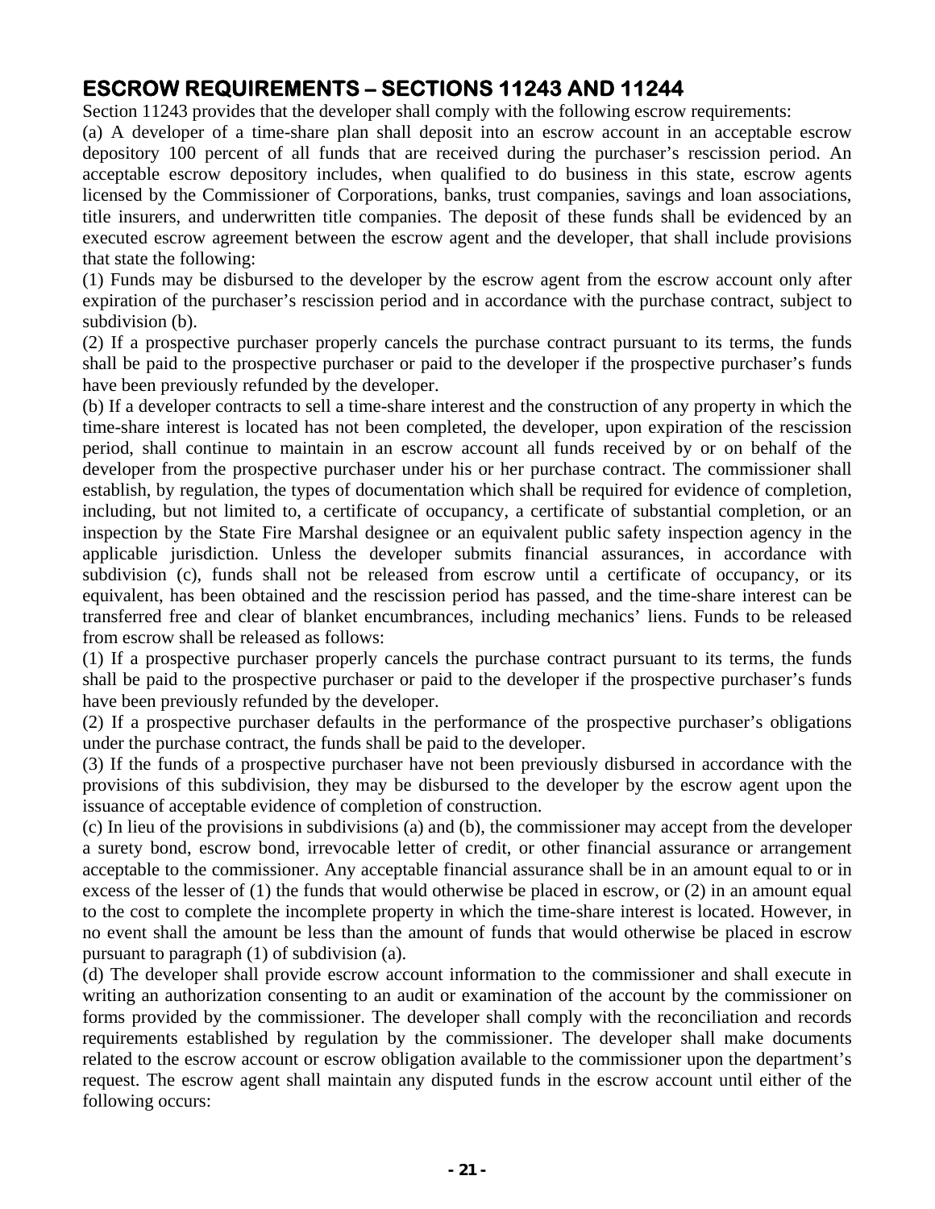## ESCROW REQUIREMENTS – SECTIONS 11243 AND 11244

Section 11243 provides that the developer shall comply with the following escrow requirements:

(a) A developer of a time-share plan shall deposit into an escrow account in an acceptable escrow depository 100 percent of all funds that are received during the purchaser's rescission period. An acceptable escrow depository includes, when qualified to do business in this state, escrow agents licensed by the Commissioner of Corporations, banks, trust companies, savings and loan associations, title insurers, and underwritten title companies. The deposit of these funds shall be evidenced by an executed escrow agreement between the escrow agent and the developer, that shall include provisions that state the following:

(1) Funds may be disbursed to the developer by the escrow agent from the escrow account only after expiration of the purchaser's rescission period and in accordance with the purchase contract, subject to subdivision (b).

(2) If a prospective purchaser properly cancels the purchase contract pursuant to its terms, the funds shall be paid to the prospective purchaser or paid to the developer if the prospective purchaser's funds have been previously refunded by the developer.

(b) If a developer contracts to sell a time-share interest and the construction of any property in which the time-share interest is located has not been completed, the developer, upon expiration of the rescission period, shall continue to maintain in an escrow account all funds received by or on behalf of the developer from the prospective purchaser under his or her purchase contract. The commissioner shall establish, by regulation, the types of documentation which shall be required for evidence of completion, including, but not limited to, a certificate of occupancy, a certificate of substantial completion, or an inspection by the State Fire Marshal designee or an equivalent public safety inspection agency in the applicable jurisdiction. Unless the developer submits financial assurances, in accordance with subdivision (c), funds shall not be released from escrow until a certificate of occupancy, or its equivalent, has been obtained and the rescission period has passed, and the time-share interest can be transferred free and clear of blanket encumbrances, including mechanics' liens. Funds to be released from escrow shall be released as follows:

(1) If a prospective purchaser properly cancels the purchase contract pursuant to its terms, the funds shall be paid to the prospective purchaser or paid to the developer if the prospective purchaser's funds have been previously refunded by the developer.

(2) If a prospective purchaser defaults in the performance of the prospective purchaser's obligations under the purchase contract, the funds shall be paid to the developer.

(3) If the funds of a prospective purchaser have not been previously disbursed in accordance with the provisions of this subdivision, they may be disbursed to the developer by the escrow agent upon the issuance of acceptable evidence of completion of construction.

(c) In lieu of the provisions in subdivisions (a) and (b), the commissioner may accept from the developer a surety bond, escrow bond, irrevocable letter of credit, or other financial assurance or arrangement acceptable to the commissioner. Any acceptable financial assurance shall be in an amount equal to or in excess of the lesser of (1) the funds that would otherwise be placed in escrow, or (2) in an amount equal to the cost to complete the incomplete property in which the time-share interest is located. However, in no event shall the amount be less than the amount of funds that would otherwise be placed in escrow pursuant to paragraph (1) of subdivision (a).

(d) The developer shall provide escrow account information to the commissioner and shall execute in writing an authorization consenting to an audit or examination of the account by the commissioner on forms provided by the commissioner. The developer shall comply with the reconciliation and records requirements established by regulation by the commissioner. The developer shall make documents related to the escrow account or escrow obligation available to the commissioner upon the department's request. The escrow agent shall maintain any disputed funds in the escrow account until either of the following occurs: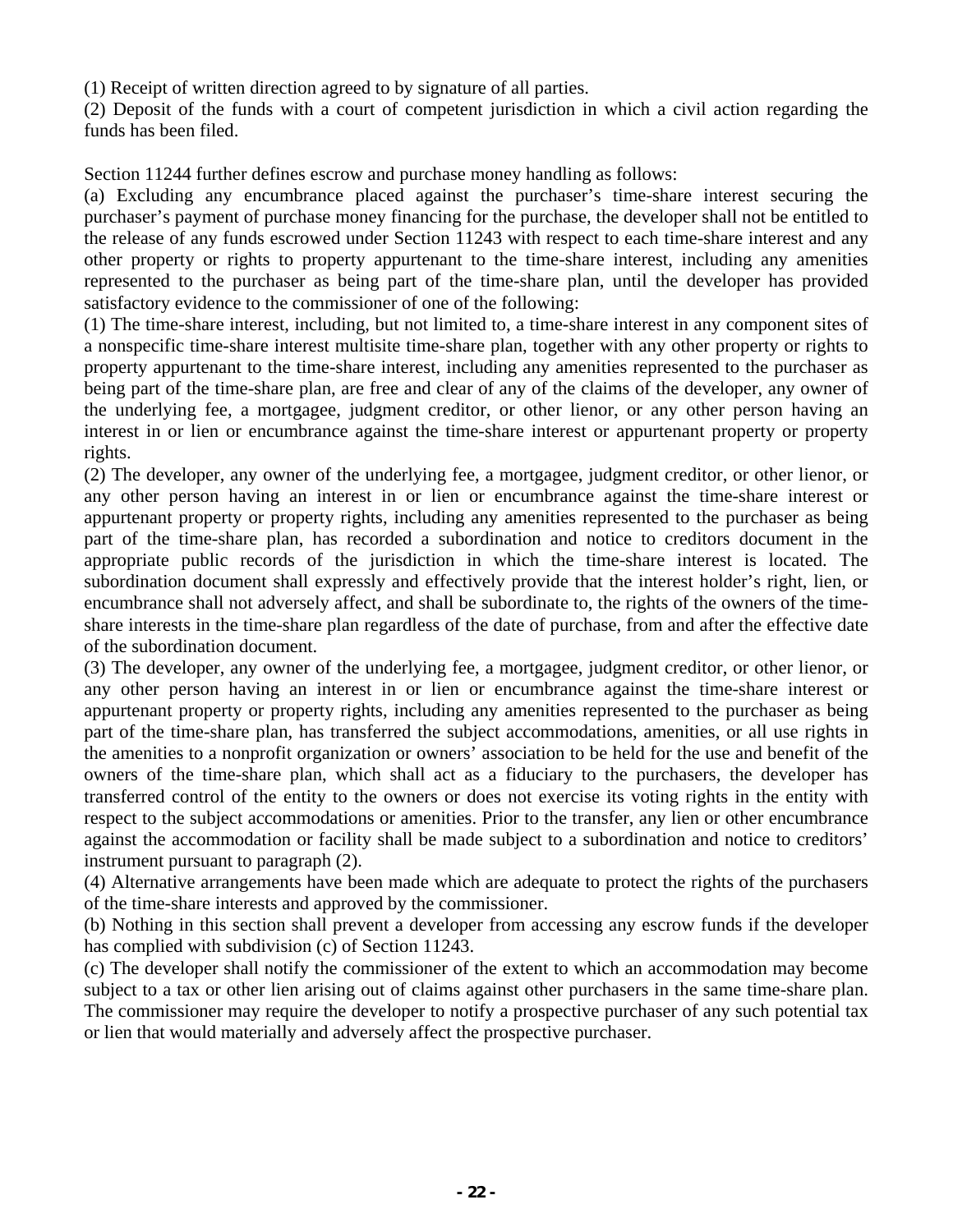(1) Receipt of written direction agreed to by signature of all parties.

(2) Deposit of the funds with a court of competent jurisdiction in which a civil action regarding the funds has been filed.

Section 11244 further defines escrow and purchase money handling as follows:

(a) Excluding any encumbrance placed against the purchaser's time-share interest securing the purchaser's payment of purchase money financing for the purchase, the developer shall not be entitled to the release of any funds escrowed under Section 11243 with respect to each time-share interest and any other property or rights to property appurtenant to the time-share interest, including any amenities represented to the purchaser as being part of the time-share plan, until the developer has provided satisfactory evidence to the commissioner of one of the following:

(1) The time-share interest, including, but not limited to, a time-share interest in any component sites of a nonspecific time-share interest multisite time-share plan, together with any other property or rights to property appurtenant to the time-share interest, including any amenities represented to the purchaser as being part of the time-share plan, are free and clear of any of the claims of the developer, any owner of the underlying fee, a mortgagee, judgment creditor, or other lienor, or any other person having an interest in or lien or encumbrance against the time-share interest or appurtenant property or property rights.

(2) The developer, any owner of the underlying fee, a mortgagee, judgment creditor, or other lienor, or any other person having an interest in or lien or encumbrance against the time-share interest or appurtenant property or property rights, including any amenities represented to the purchaser as being part of the time-share plan, has recorded a subordination and notice to creditors document in the appropriate public records of the jurisdiction in which the time-share interest is located. The subordination document shall expressly and effectively provide that the interest holder's right, lien, or encumbrance shall not adversely affect, and shall be subordinate to, the rights of the owners of the time-share interests in the time-share plan regardless of the date of purchase, from and after the effective date of the subordination document.

(3) The developer, any owner of the underlying fee, a mortgagee, judgment creditor, or other lienor, or any other person having an interest in or lien or encumbrance against the time-share interest or appurtenant property or property rights, including any amenities represented to the purchaser as being part of the time-share plan, has transferred the subject accommodations, amenities, or all use rights in the amenities to a nonprofit organization or owners' association to be held for the use and benefit of the owners of the time-share plan, which shall act as a fiduciary to the purchasers, the developer has transferred control of the entity to the owners or does not exercise its voting rights in the entity with respect to the subject accommodations or amenities. Prior to the transfer, any lien or other encumbrance against the accommodation or facility shall be made subject to a subordination and notice to creditors' instrument pursuant to paragraph (2).

(4) Alternative arrangements have been made which are adequate to protect the rights of the purchasers of the time-share interests and approved by the commissioner.

(b) Nothing in this section shall prevent a developer from accessing any escrow funds if the developer has complied with subdivision (c) of Section 11243.

(c) The developer shall notify the commissioner of the extent to which an accommodation may become subject to a tax or other lien arising out of claims against other purchasers in the same time-share plan. The commissioner may require the developer to notify a prospective purchaser of any such potential tax or lien that would materially and adversely affect the prospective purchaser.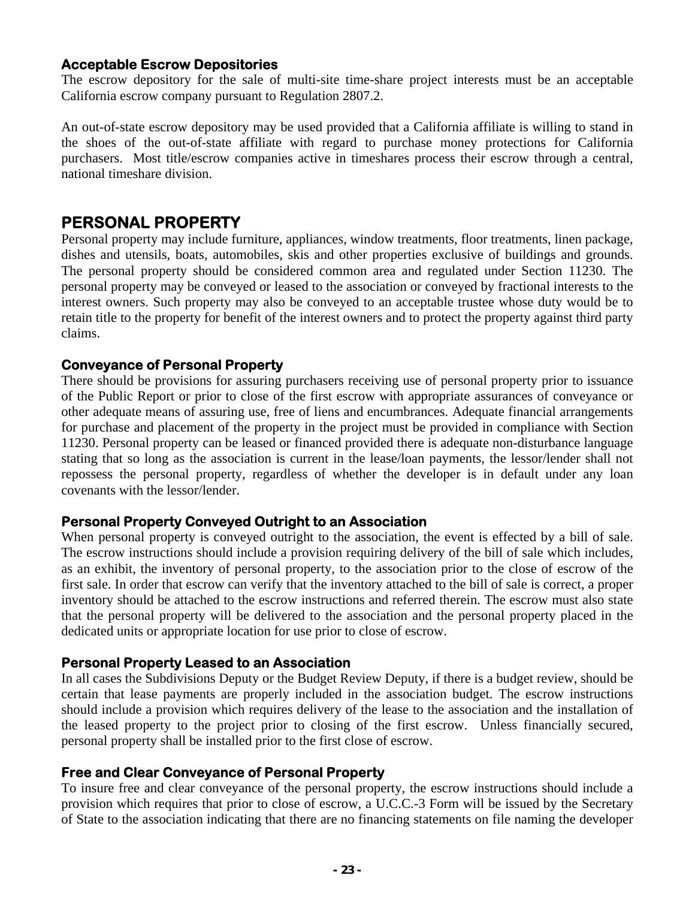### Acceptable Escrow Depositories

The escrow depository for the sale of multi-site time-share project interests must be an acceptable California escrow company pursuant to Regulation 2807.2.

An out-of-state escrow depository may be used provided that a California affiliate is willing to stand in the shoes of the out-of-state affiliate with regard to purchase money protections for California purchasers. Most title/escrow companies active in timeshares process their escrow through a central, national timeshare division.

## PERSONAL PROPERTY

Personal property may include furniture, appliances, window treatments, floor treatments, linen package, dishes and utensils, boats, automobiles, skis and other properties exclusive of buildings and grounds. The personal property should be considered common area and regulated under Section 11230. The personal property may be conveyed or leased to the association or conveyed by fractional interests to the interest owners. Such property may also be conveyed to an acceptable trustee whose duty would be to retain title to the property for benefit of the interest owners and to protect the property against third party claims.

### Conveyance of Personal Property

There should be provisions for assuring purchasers receiving use of personal property prior to issuance of the Public Report or prior to close of the first escrow with appropriate assurances of conveyance or other adequate means of assuring use, free of liens and encumbrances. Adequate financial arrangements for purchase and placement of the property in the project must be provided in compliance with Section 11230. Personal property can be leased or financed provided there is adequate non-disturbance language stating that so long as the association is current in the lease/loan payments, the lessor/lender shall not repossess the personal property, regardless of whether the developer is in default under any loan covenants with the lessor/lender.

### Personal Property Conveyed Outright to an Association

When personal property is conveyed outright to the association, the event is effected by a bill of sale. The escrow instructions should include a provision requiring delivery of the bill of sale which includes, as an exhibit, the inventory of personal property, to the association prior to the close of escrow of the first sale. In order that escrow can verify that the inventory attached to the bill of sale is correct, a proper inventory should be attached to the escrow instructions and referred therein. The escrow must also state that the personal property will be delivered to the association and the personal property placed in the dedicated units or appropriate location for use prior to close of escrow.

### Personal Property Leased to an Association

In all cases the Subdivisions Deputy or the Budget Review Deputy, if there is a budget review, should be certain that lease payments are properly included in the association budget. The escrow instructions should include a provision which requires delivery of the lease to the association and the installation of the leased property to the project prior to closing of the first escrow. Unless financially secured, personal property shall be installed prior to the first close of escrow.

### Free and Clear Conveyance of Personal Property

To insure free and clear conveyance of the personal property, the escrow instructions should include a provision which requires that prior to close of escrow, a U.C.C.-3 Form will be issued by the Secretary of State to the association indicating that there are no financing statements on file naming the developer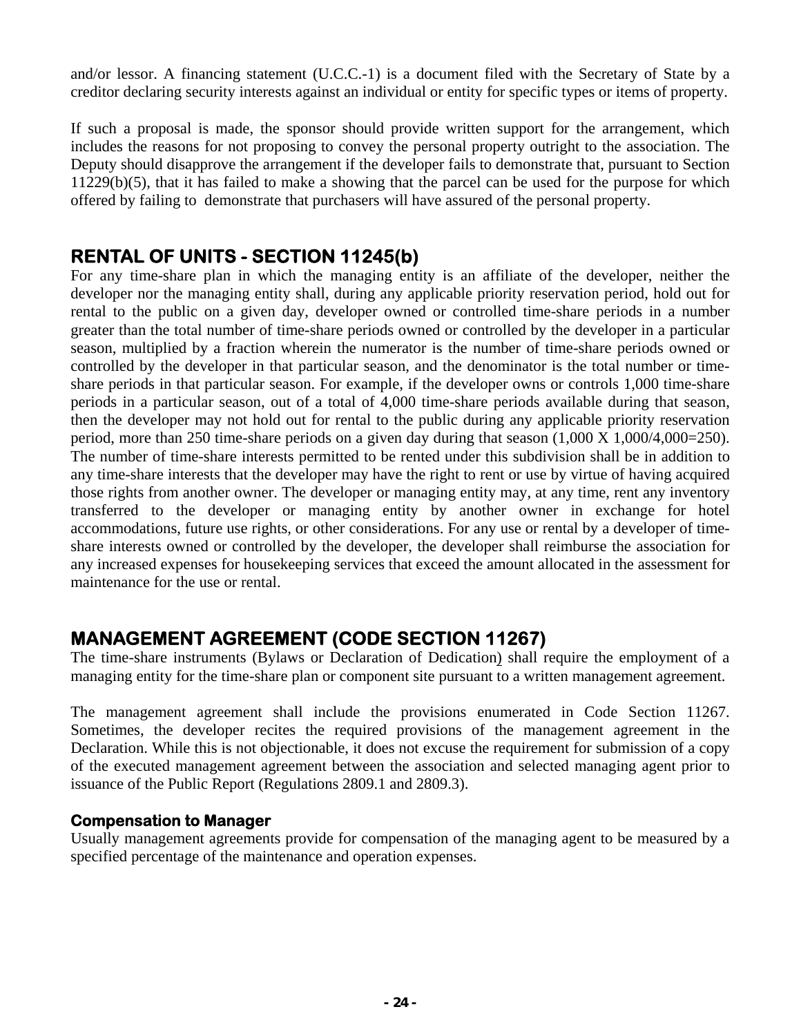and/or lessor. A financing statement (U.C.C.-1) is a document filed with the Secretary of State by a creditor declaring security interests against an individual or entity for specific types or items of property.

If such a proposal is made, the sponsor should provide written support for the arrangement, which includes the reasons for not proposing to convey the personal property outright to the association. The Deputy should disapprove the arrangement if the developer fails to demonstrate that, pursuant to Section 11229(b)(5), that it has failed to make a showing that the parcel can be used for the purpose for which offered by failing to demonstrate that purchasers will have assured of the personal property.

## RENTAL OF UNITS - SECTION 11245(b)

For any time-share plan in which the managing entity is an affiliate of the developer, neither the developer nor the managing entity shall, during any applicable priority reservation period, hold out for rental to the public on a given day, developer owned or controlled time-share periods in a number greater than the total number of time-share periods owned or controlled by the developer in a particular season, multiplied by a fraction wherein the numerator is the number of time-share periods owned or controlled by the developer in that particular season, and the denominator is the total number or time-share periods in that particular season. For example, if the developer owns or controls 1,000 time-share periods in a particular season, out of a total of 4,000 time-share periods available during that season, then the developer may not hold out for rental to the public during any applicable priority reservation period, more than 250 time-share periods on a given day during that season (1,000 X 1,000/4,000=250). The number of time-share interests permitted to be rented under this subdivision shall be in addition to any time-share interests that the developer may have the right to rent or use by virtue of having acquired those rights from another owner. The developer or managing entity may, at any time, rent any inventory transferred to the developer or managing entity by another owner in exchange for hotel accommodations, future use rights, or other considerations. For any use or rental by a developer of time-share interests owned or controlled by the developer, the developer shall reimburse the association for any increased expenses for housekeeping services that exceed the amount allocated in the assessment for maintenance for the use or rental.

## MANAGEMENT AGREEMENT (CODE SECTION 11267)

The time-share instruments (Bylaws or Declaration of Dedication) shall require the employment of a managing entity for the time-share plan or component site pursuant to a written management agreement.

The management agreement shall include the provisions enumerated in Code Section 11267. Sometimes, the developer recites the required provisions of the management agreement in the Declaration. While this is not objectionable, it does not excuse the requirement for submission of a copy of the executed management agreement between the association and selected managing agent prior to issuance of the Public Report (Regulations 2809.1 and 2809.3).

### Compensation to Manager

Usually management agreements provide for compensation of the managing agent to be measured by a specified percentage of the maintenance and operation expenses.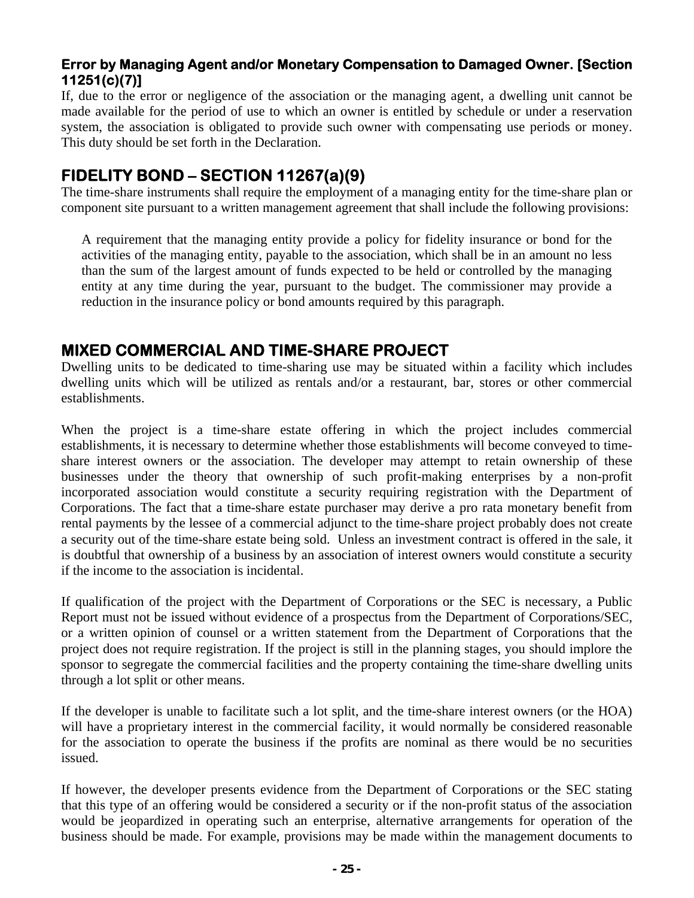### Error by Managing Agent and/or Monetary Compensation to Damaged Owner. [Section 11251(c)(7)]

If, due to the error or negligence of the association or the managing agent, a dwelling unit cannot be made available for the period of use to which an owner is entitled by schedule or under a reservation system, the association is obligated to provide such owner with compensating use periods or money. This duty should be set forth in the Declaration.

## FIDELITY BOND – SECTION 11267(a)(9)

The time-share instruments shall require the employment of a managing entity for the time-share plan or component site pursuant to a written management agreement that shall include the following provisions:

> A requirement that the managing entity provide a policy for fidelity insurance or bond for the activities of the managing entity, payable to the association, which shall be in an amount no less than the sum of the largest amount of funds expected to be held or controlled by the managing entity at any time during the year, pursuant to the budget. The commissioner may provide a reduction in the insurance policy or bond amounts required by this paragraph.

## MIXED COMMERCIAL AND TIME-SHARE PROJECT

Dwelling units to be dedicated to time-sharing use may be situated within a facility which includes dwelling units which will be utilized as rentals and/or a restaurant, bar, stores or other commercial establishments.

When the project is a time-share estate offering in which the project includes commercial establishments, it is necessary to determine whether those establishments will become conveyed to time-share interest owners or the association. The developer may attempt to retain ownership of these businesses under the theory that ownership of such profit-making enterprises by a non-profit incorporated association would constitute a security requiring registration with the Department of Corporations. The fact that a time-share estate purchaser may derive a pro rata monetary benefit from rental payments by the lessee of a commercial adjunct to the time-share project probably does not create a security out of the time-share estate being sold. Unless an investment contract is offered in the sale, it is doubtful that ownership of a business by an association of interest owners would constitute a security if the income to the association is incidental.

If qualification of the project with the Department of Corporations or the SEC is necessary, a Public Report must not be issued without evidence of a prospectus from the Department of Corporations/SEC, or a written opinion of counsel or a written statement from the Department of Corporations that the project does not require registration. If the project is still in the planning stages, you should implore the sponsor to segregate the commercial facilities and the property containing the time-share dwelling units through a lot split or other means.

If the developer is unable to facilitate such a lot split, and the time-share interest owners (or the HOA) will have a proprietary interest in the commercial facility, it would normally be considered reasonable for the association to operate the business if the profits are nominal as there would be no securities issued.

If however, the developer presents evidence from the Department of Corporations or the SEC stating that this type of an offering would be considered a security or if the non-profit status of the association would be jeopardized in operating such an enterprise, alternative arrangements for operation of the business should be made. For example, provisions may be made within the management documents to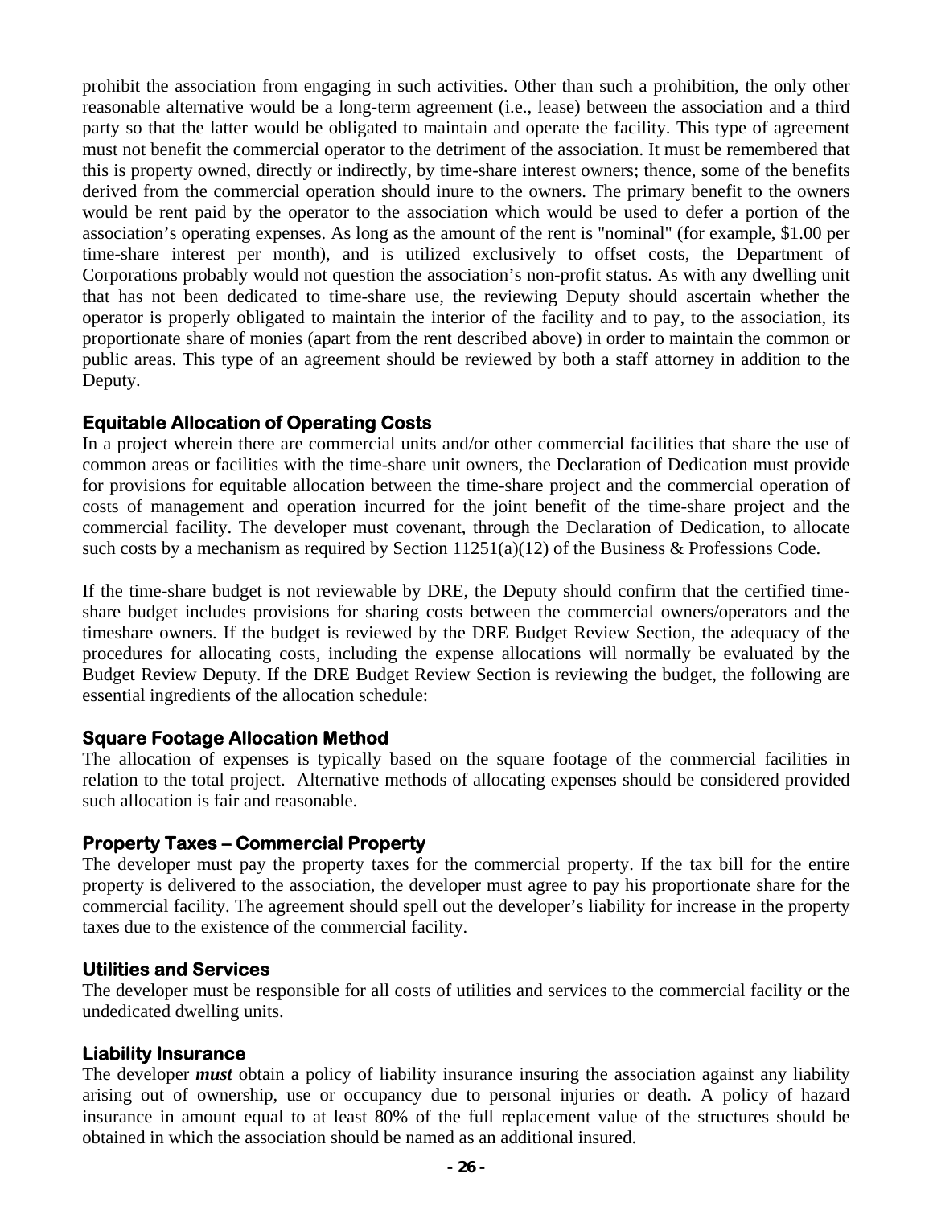prohibit the association from engaging in such activities. Other than such a prohibition, the only other reasonable alternative would be a long-term agreement (i.e., lease) between the association and a third party so that the latter would be obligated to maintain and operate the facility. This type of agreement must not benefit the commercial operator to the detriment of the association. It must be remembered that this is property owned, directly or indirectly, by time-share interest owners; thence, some of the benefits derived from the commercial operation should inure to the owners. The primary benefit to the owners would be rent paid by the operator to the association which would be used to defer a portion of the association's operating expenses. As long as the amount of the rent is "nominal" (for example, $1.00 per time-share interest per month), and is utilized exclusively to offset costs, the Department of Corporations probably would not question the association's non-profit status. As with any dwelling unit that has not been dedicated to time-share use, the reviewing Deputy should ascertain whether the operator is properly obligated to maintain the interior of the facility and to pay, to the association, its proportionate share of monies (apart from the rent described above) in order to maintain the common or public areas. This type of an agreement should be reviewed by both a staff attorney in addition to the Deputy.

### Equitable Allocation of Operating Costs

In a project wherein there are commercial units and/or other commercial facilities that share the use of common areas or facilities with the time-share unit owners, the Declaration of Dedication must provide for provisions for equitable allocation between the time-share project and the commercial operation of costs of management and operation incurred for the joint benefit of the time-share project and the commercial facility. The developer must covenant, through the Declaration of Dedication, to allocate such costs by a mechanism as required by Section 11251(a)(12) of the Business & Professions Code.

If the time-share budget is not reviewable by DRE, the Deputy should confirm that the certified time-share budget includes provisions for sharing costs between the commercial owners/operators and the timeshare owners. If the budget is reviewed by the DRE Budget Review Section, the adequacy of the procedures for allocating costs, including the expense allocations will normally be evaluated by the Budget Review Deputy. If the DRE Budget Review Section is reviewing the budget, the following are essential ingredients of the allocation schedule:

### Square Footage Allocation Method

The allocation of expenses is typically based on the square footage of the commercial facilities in relation to the total project. Alternative methods of allocating expenses should be considered provided such allocation is fair and reasonable.

### Property Taxes – Commercial Property

The developer must pay the property taxes for the commercial property. If the tax bill for the entire property is delivered to the association, the developer must agree to pay his proportionate share for the commercial facility. The agreement should spell out the developer's liability for increase in the property taxes due to the existence of the commercial facility.

### Utilities and Services

The developer must be responsible for all costs of utilities and services to the commercial facility or the undedicated dwelling units.

### Liability Insurance

The developer ***must*** obtain a policy of liability insurance insuring the association against any liability arising out of ownership, use or occupancy due to personal injuries or death. A policy of hazard insurance in amount equal to at least 80% of the full replacement value of the structures should be obtained in which the association should be named as an additional insured.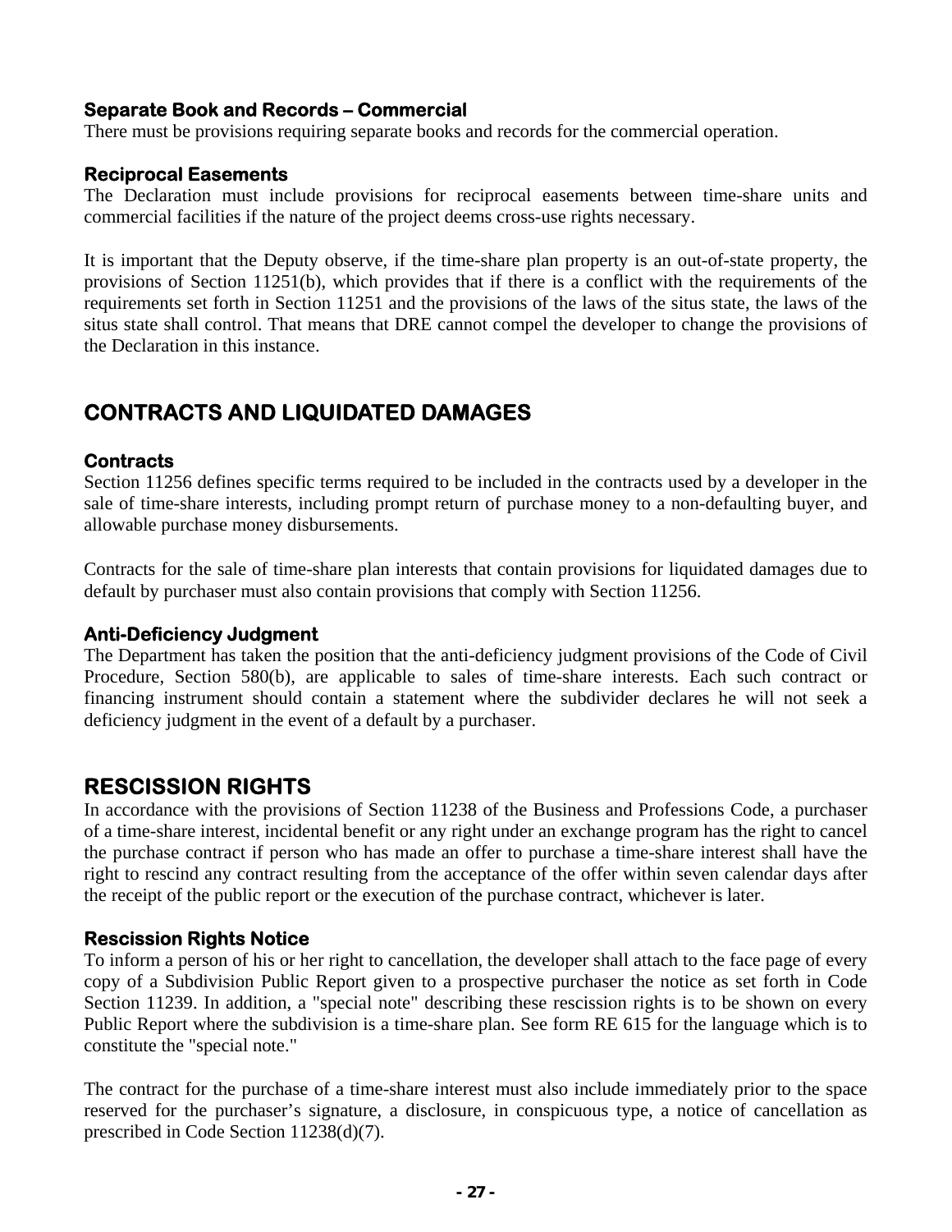### Separate Book and Records – Commercial

There must be provisions requiring separate books and records for the commercial operation.

### Reciprocal Easements

The Declaration must include provisions for reciprocal easements between time-share units and commercial facilities if the nature of the project deems cross-use rights necessary.

It is important that the Deputy observe, if the time-share plan property is an out-of-state property, the provisions of Section 11251(b), which provides that if there is a conflict with the requirements of the requirements set forth in Section 11251 and the provisions of the laws of the situs state, the laws of the situs state shall control. That means that DRE cannot compel the developer to change the provisions of the Declaration in this instance.

## CONTRACTS AND LIQUIDATED DAMAGES

### Contracts

Section 11256 defines specific terms required to be included in the contracts used by a developer in the sale of time-share interests, including prompt return of purchase money to a non-defaulting buyer, and allowable purchase money disbursements.

Contracts for the sale of time-share plan interests that contain provisions for liquidated damages due to default by purchaser must also contain provisions that comply with Section 11256.

### Anti-Deficiency Judgment

The Department has taken the position that the anti-deficiency judgment provisions of the Code of Civil Procedure, Section 580(b), are applicable to sales of time-share interests. Each such contract or financing instrument should contain a statement where the subdivider declares he will not seek a deficiency judgment in the event of a default by a purchaser.

## RESCISSION RIGHTS

In accordance with the provisions of Section 11238 of the Business and Professions Code, a purchaser of a time-share interest, incidental benefit or any right under an exchange program has the right to cancel the purchase contract if person who has made an offer to purchase a time-share interest shall have the right to rescind any contract resulting from the acceptance of the offer within seven calendar days after the receipt of the public report or the execution of the purchase contract, whichever is later.

### Rescission Rights Notice

To inform a person of his or her right to cancellation, the developer shall attach to the face page of every copy of a Subdivision Public Report given to a prospective purchaser the notice as set forth in Code Section 11239. In addition, a "special note" describing these rescission rights is to be shown on every Public Report where the subdivision is a time-share plan. See form RE 615 for the language which is to constitute the "special note."

The contract for the purchase of a time-share interest must also include immediately prior to the space reserved for the purchaser's signature, a disclosure, in conspicuous type, a notice of cancellation as prescribed in Code Section 11238(d)(7).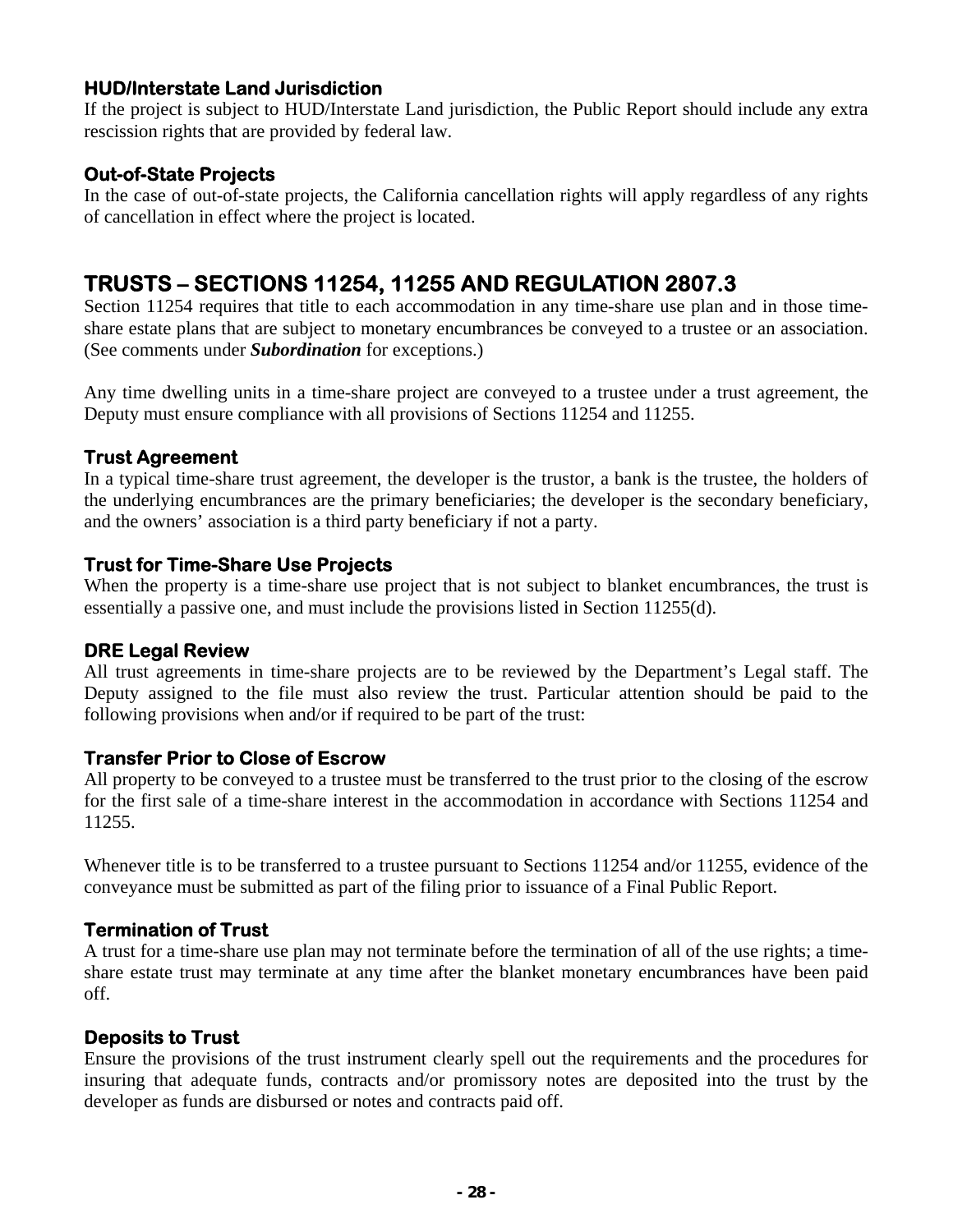### HUD/Interstate Land Jurisdiction

If the project is subject to HUD/Interstate Land jurisdiction, the Public Report should include any extra rescission rights that are provided by federal law.

### Out-of-State Projects

In the case of out-of-state projects, the California cancellation rights will apply regardless of any rights of cancellation in effect where the project is located.

## TRUSTS – SECTIONS 11254, 11255 AND REGULATION 2807.3

Section 11254 requires that title to each accommodation in any time-share use plan and in those time-share estate plans that are subject to monetary encumbrances be conveyed to a trustee or an association. (See comments under ***Subordination*** for exceptions.)

Any time dwelling units in a time-share project are conveyed to a trustee under a trust agreement, the Deputy must ensure compliance with all provisions of Sections 11254 and 11255.

### Trust Agreement

In a typical time-share trust agreement, the developer is the trustor, a bank is the trustee, the holders of the underlying encumbrances are the primary beneficiaries; the developer is the secondary beneficiary, and the owners' association is a third party beneficiary if not a party.

### Trust for Time-Share Use Projects

When the property is a time-share use project that is not subject to blanket encumbrances, the trust is essentially a passive one, and must include the provisions listed in Section 11255(d).

### DRE Legal Review

All trust agreements in time-share projects are to be reviewed by the Department's Legal staff. The Deputy assigned to the file must also review the trust. Particular attention should be paid to the following provisions when and/or if required to be part of the trust:

### Transfer Prior to Close of Escrow

All property to be conveyed to a trustee must be transferred to the trust prior to the closing of the escrow for the first sale of a time-share interest in the accommodation in accordance with Sections 11254 and 11255.

Whenever title is to be transferred to a trustee pursuant to Sections 11254 and/or 11255, evidence of the conveyance must be submitted as part of the filing prior to issuance of a Final Public Report.

### Termination of Trust

A trust for a time-share use plan may not terminate before the termination of all of the use rights; a time-share estate trust may terminate at any time after the blanket monetary encumbrances have been paid off.

### Deposits to Trust

Ensure the provisions of the trust instrument clearly spell out the requirements and the procedures for insuring that adequate funds, contracts and/or promissory notes are deposited into the trust by the developer as funds are disbursed or notes and contracts paid off.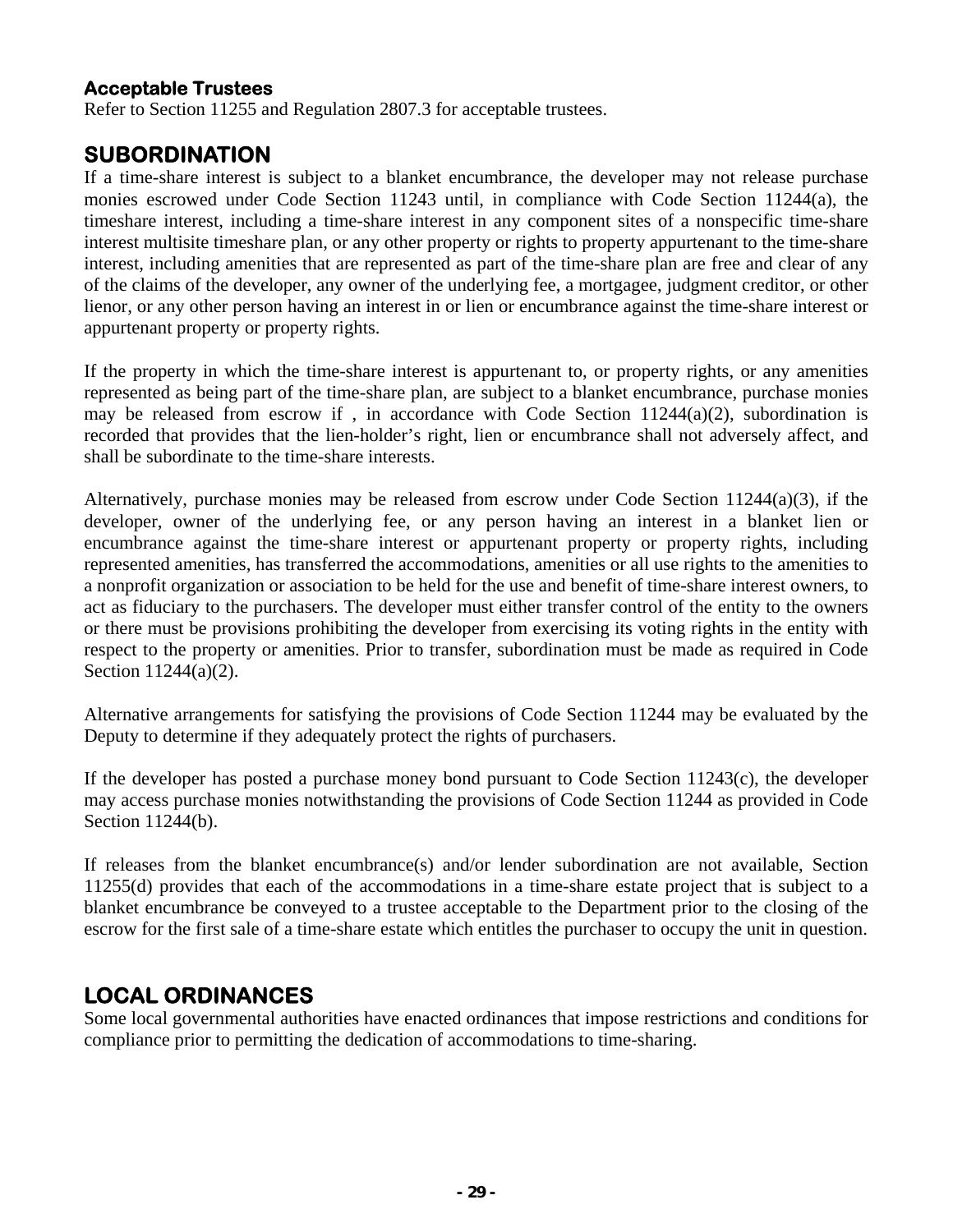### Acceptable Trustees

Refer to Section 11255 and Regulation 2807.3 for acceptable trustees.

## SUBORDINATION

If a time-share interest is subject to a blanket encumbrance, the developer may not release purchase monies escrowed under Code Section 11243 until, in compliance with Code Section 11244(a), the timeshare interest, including a time-share interest in any component sites of a nonspecific time-share interest multisite timeshare plan, or any other property or rights to property appurtenant to the time-share interest, including amenities that are represented as part of the time-share plan are free and clear of any of the claims of the developer, any owner of the underlying fee, a mortgagee, judgment creditor, or other lienor, or any other person having an interest in or lien or encumbrance against the time-share interest or appurtenant property or property rights.

If the property in which the time-share interest is appurtenant to, or property rights, or any amenities represented as being part of the time-share plan, are subject to a blanket encumbrance, purchase monies may be released from escrow if , in accordance with Code Section 11244(a)(2), subordination is recorded that provides that the lien-holder's right, lien or encumbrance shall not adversely affect, and shall be subordinate to the time-share interests.

Alternatively, purchase monies may be released from escrow under Code Section 11244(a)(3), if the developer, owner of the underlying fee, or any person having an interest in a blanket lien or encumbrance against the time-share interest or appurtenant property or property rights, including represented amenities, has transferred the accommodations, amenities or all use rights to the amenities to a nonprofit organization or association to be held for the use and benefit of time-share interest owners, to act as fiduciary to the purchasers. The developer must either transfer control of the entity to the owners or there must be provisions prohibiting the developer from exercising its voting rights in the entity with respect to the property or amenities. Prior to transfer, subordination must be made as required in Code Section 11244(a)(2).

Alternative arrangements for satisfying the provisions of Code Section 11244 may be evaluated by the Deputy to determine if they adequately protect the rights of purchasers.

If the developer has posted a purchase money bond pursuant to Code Section 11243(c), the developer may access purchase monies notwithstanding the provisions of Code Section 11244 as provided in Code Section 11244(b).

If releases from the blanket encumbrance(s) and/or lender subordination are not available, Section 11255(d) provides that each of the accommodations in a time-share estate project that is subject to a blanket encumbrance be conveyed to a trustee acceptable to the Department prior to the closing of the escrow for the first sale of a time-share estate which entitles the purchaser to occupy the unit in question.

## LOCAL ORDINANCES

Some local governmental authorities have enacted ordinances that impose restrictions and conditions for compliance prior to permitting the dedication of accommodations to time-sharing.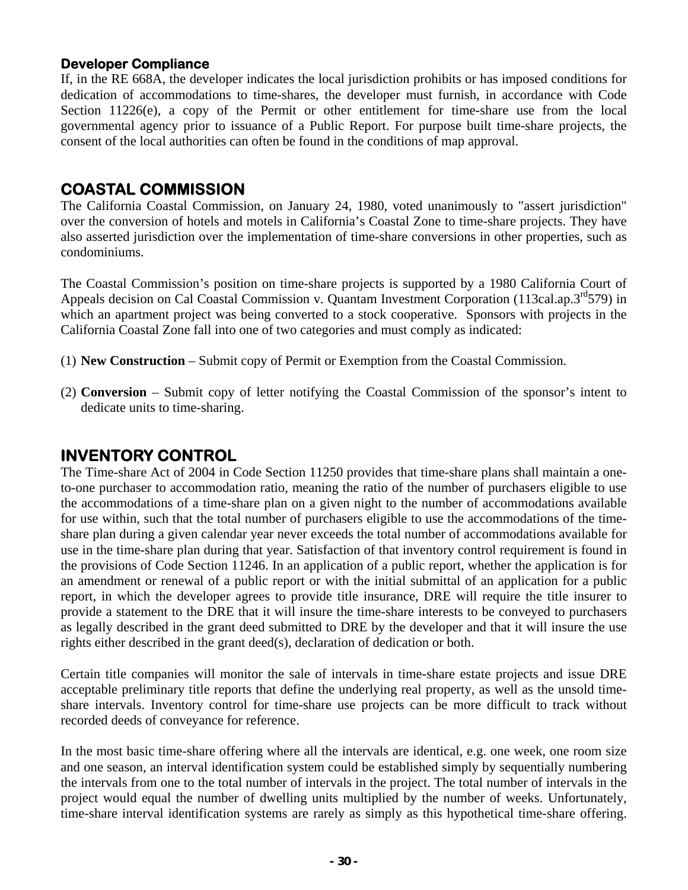### Developer Compliance

If, in the RE 668A, the developer indicates the local jurisdiction prohibits or has imposed conditions for dedication of accommodations to time-shares, the developer must furnish, in accordance with Code Section 11226(e), a copy of the Permit or other entitlement for time-share use from the local governmental agency prior to issuance of a Public Report. For purpose built time-share projects, the consent of the local authorities can often be found in the conditions of map approval.

## COASTAL COMMISSION

The California Coastal Commission, on January 24, 1980, voted unanimously to "assert jurisdiction" over the conversion of hotels and motels in California's Coastal Zone to time-share projects. They have also asserted jurisdiction over the implementation of time-share conversions in other properties, such as condominiums.

The Coastal Commission's position on time-share projects is supported by a 1980 California Court of Appeals decision on Cal Coastal Commission v. Quantam Investment Corporation (113cal.ap.3rd579) in which an apartment project was being converted to a stock cooperative. Sponsors with projects in the California Coastal Zone fall into one of two categories and must comply as indicated:

(1) **New Construction** – Submit copy of Permit or Exemption from the Coastal Commission.

(2) **Conversion** – Submit copy of letter notifying the Coastal Commission of the sponsor's intent to dedicate units to time-sharing.

## INVENTORY CONTROL

The Time-share Act of 2004 in Code Section 11250 provides that time-share plans shall maintain a one-to-one purchaser to accommodation ratio, meaning the ratio of the number of purchasers eligible to use the accommodations of a time-share plan on a given night to the number of accommodations available for use within, such that the total number of purchasers eligible to use the accommodations of the time-share plan during a given calendar year never exceeds the total number of accommodations available for use in the time-share plan during that year. Satisfaction of that inventory control requirement is found in the provisions of Code Section 11246. In an application of a public report, whether the application is for an amendment or renewal of a public report or with the initial submittal of an application for a public report, in which the developer agrees to provide title insurance, DRE will require the title insurer to provide a statement to the DRE that it will insure the time-share interests to be conveyed to purchasers as legally described in the grant deed submitted to DRE by the developer and that it will insure the use rights either described in the grant deed(s), declaration of dedication or both.

Certain title companies will monitor the sale of intervals in time-share estate projects and issue DRE acceptable preliminary title reports that define the underlying real property, as well as the unsold time-share intervals. Inventory control for time-share use projects can be more difficult to track without recorded deeds of conveyance for reference.

In the most basic time-share offering where all the intervals are identical, e.g. one week, one room size and one season, an interval identification system could be established simply by sequentially numbering the intervals from one to the total number of intervals in the project. The total number of intervals in the project would equal the number of dwelling units multiplied by the number of weeks. Unfortunately, time-share interval identification systems are rarely as simply as this hypothetical time-share offering.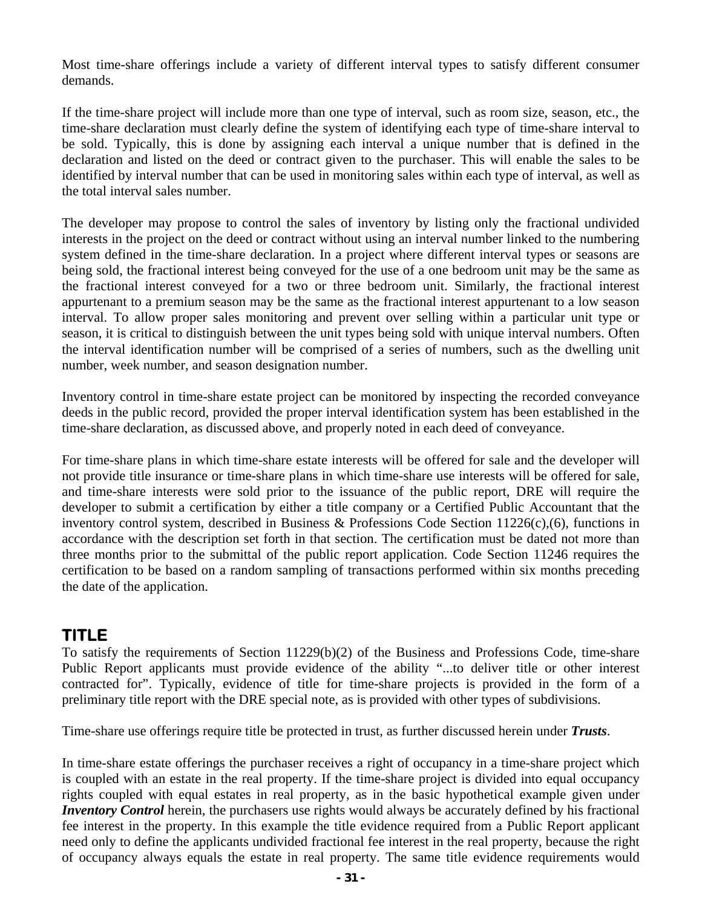Most time-share offerings include a variety of different interval types to satisfy different consumer demands.

If the time-share project will include more than one type of interval, such as room size, season, etc., the time-share declaration must clearly define the system of identifying each type of time-share interval to be sold. Typically, this is done by assigning each interval a unique number that is defined in the declaration and listed on the deed or contract given to the purchaser. This will enable the sales to be identified by interval number that can be used in monitoring sales within each type of interval, as well as the total interval sales number.

The developer may propose to control the sales of inventory by listing only the fractional undivided interests in the project on the deed or contract without using an interval number linked to the numbering system defined in the time-share declaration. In a project where different interval types or seasons are being sold, the fractional interest being conveyed for the use of a one bedroom unit may be the same as the fractional interest conveyed for a two or three bedroom unit. Similarly, the fractional interest appurtenant to a premium season may be the same as the fractional interest appurtenant to a low season interval. To allow proper sales monitoring and prevent over selling within a particular unit type or season, it is critical to distinguish between the unit types being sold with unique interval numbers. Often the interval identification number will be comprised of a series of numbers, such as the dwelling unit number, week number, and season designation number.

Inventory control in time-share estate project can be monitored by inspecting the recorded conveyance deeds in the public record, provided the proper interval identification system has been established in the time-share declaration, as discussed above, and properly noted in each deed of conveyance.

For time-share plans in which time-share estate interests will be offered for sale and the developer will not provide title insurance or time-share plans in which time-share use interests will be offered for sale, and time-share interests were sold prior to the issuance of the public report, DRE will require the developer to submit a certification by either a title company or a Certified Public Accountant that the inventory control system, described in Business & Professions Code Section 11226(c),(6), functions in accordance with the description set forth in that section. The certification must be dated not more than three months prior to the submittal of the public report application. Code Section 11246 requires the certification to be based on a random sampling of transactions performed within six months preceding the date of the application.

## TITLE

To satisfy the requirements of Section 11229(b)(2) of the Business and Professions Code, time-share Public Report applicants must provide evidence of the ability "...to deliver title or other interest contracted for". Typically, evidence of title for time-share projects is provided in the form of a preliminary title report with the DRE special note, as is provided with other types of subdivisions.

Time-share use offerings require title be protected in trust, as further discussed herein under ***Trusts***.

In time-share estate offerings the purchaser receives a right of occupancy in a time-share project which is coupled with an estate in the real property. If the time-share project is divided into equal occupancy rights coupled with equal estates in real property, as in the basic hypothetical example given under ***Inventory Control*** herein, the purchasers use rights would always be accurately defined by his fractional fee interest in the property. In this example the title evidence required from a Public Report applicant need only to define the applicants undivided fractional fee interest in the real property, because the right of occupancy always equals the estate in real property. The same title evidence requirements would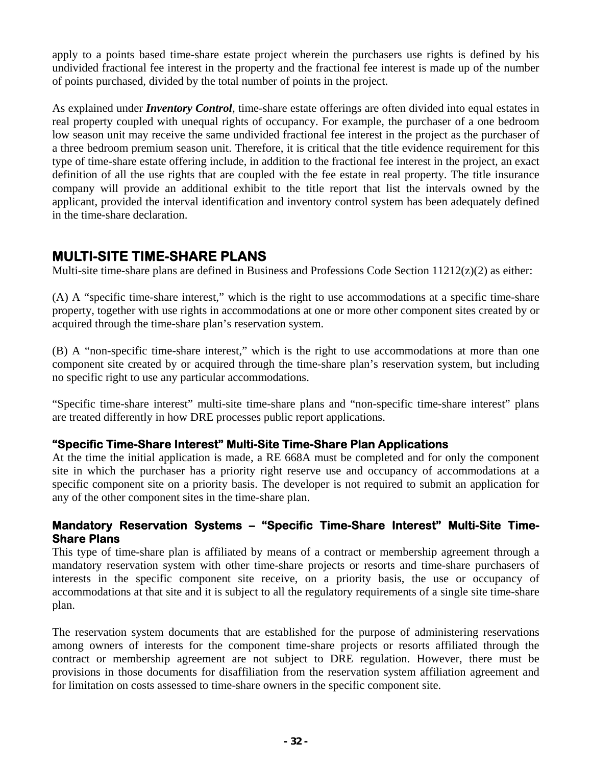apply to a points based time-share estate project wherein the purchasers use rights is defined by his undivided fractional fee interest in the property and the fractional fee interest is made up of the number of points purchased, divided by the total number of points in the project.

As explained under ***Inventory Control***, time-share estate offerings are often divided into equal estates in real property coupled with unequal rights of occupancy. For example, the purchaser of a one bedroom low season unit may receive the same undivided fractional fee interest in the project as the purchaser of a three bedroom premium season unit. Therefore, it is critical that the title evidence requirement for this type of time-share estate offering include, in addition to the fractional fee interest in the project, an exact definition of all the use rights that are coupled with the fee estate in real property. The title insurance company will provide an additional exhibit to the title report that list the intervals owned by the applicant, provided the interval identification and inventory control system has been adequately defined in the time-share declaration.

## MULTI-SITE TIME-SHARE PLANS

Multi-site time-share plans are defined in Business and Professions Code Section 11212(z)(2) as either:

(A) A "specific time-share interest," which is the right to use accommodations at a specific time-share property, together with use rights in accommodations at one or more other component sites created by or acquired through the time-share plan's reservation system.

(B) A "non-specific time-share interest," which is the right to use accommodations at more than one component site created by or acquired through the time-share plan's reservation system, but including no specific right to use any particular accommodations.

"Specific time-share interest" multi-site time-share plans and "non-specific time-share interest" plans are treated differently in how DRE processes public report applications.

### "Specific Time-Share Interest" Multi-Site Time-Share Plan Applications

At the time the initial application is made, a RE 668A must be completed and for only the component site in which the purchaser has a priority right reserve use and occupancy of accommodations at a specific component site on a priority basis. The developer is not required to submit an application for any of the other component sites in the time-share plan.

### Mandatory Reservation Systems – "Specific Time-Share Interest" Multi-Site Time-Share Plans

This type of time-share plan is affiliated by means of a contract or membership agreement through a mandatory reservation system with other time-share projects or resorts and time-share purchasers of interests in the specific component site receive, on a priority basis, the use or occupancy of accommodations at that site and it is subject to all the regulatory requirements of a single site time-share plan.

The reservation system documents that are established for the purpose of administering reservations among owners of interests for the component time-share projects or resorts affiliated through the contract or membership agreement are not subject to DRE regulation. However, there must be provisions in those documents for disaffiliation from the reservation system affiliation agreement and for limitation on costs assessed to time-share owners in the specific component site.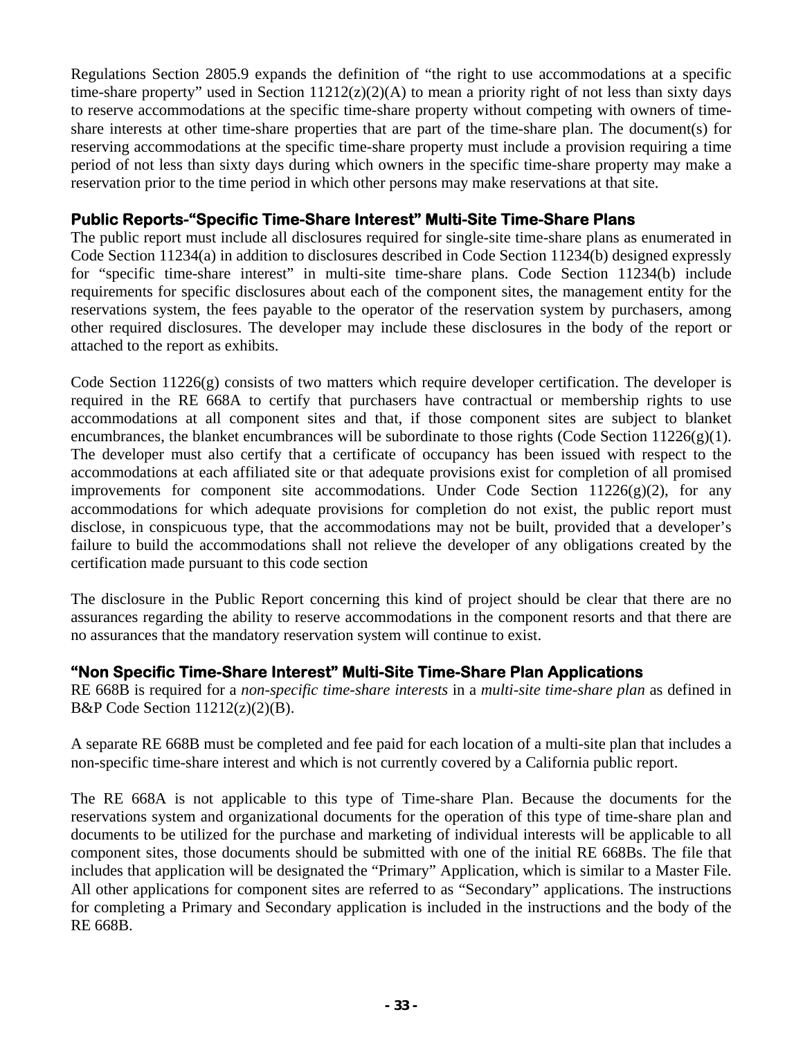Regulations Section 2805.9 expands the definition of "the right to use accommodations at a specific time-share property" used in Section 11212(z)(2)(A) to mean a priority right of not less than sixty days to reserve accommodations at the specific time-share property without competing with owners of time-share interests at other time-share properties that are part of the time-share plan. The document(s) for reserving accommodations at the specific time-share property must include a provision requiring a time period of not less than sixty days during which owners in the specific time-share property may make a reservation prior to the time period in which other persons may make reservations at that site.

### Public Reports-"Specific Time-Share Interest" Multi-Site Time-Share Plans

The public report must include all disclosures required for single-site time-share plans as enumerated in Code Section 11234(a) in addition to disclosures described in Code Section 11234(b) designed expressly for "specific time-share interest" in multi-site time-share plans. Code Section 11234(b) include requirements for specific disclosures about each of the component sites, the management entity for the reservations system, the fees payable to the operator of the reservation system by purchasers, among other required disclosures. The developer may include these disclosures in the body of the report or attached to the report as exhibits.

Code Section 11226(g) consists of two matters which require developer certification. The developer is required in the RE 668A to certify that purchasers have contractual or membership rights to use accommodations at all component sites and that, if those component sites are subject to blanket encumbrances, the blanket encumbrances will be subordinate to those rights (Code Section 11226(g)(1). The developer must also certify that a certificate of occupancy has been issued with respect to the accommodations at each affiliated site or that adequate provisions exist for completion of all promised improvements for component site accommodations. Under Code Section 11226(g)(2), for any accommodations for which adequate provisions for completion do not exist, the public report must disclose, in conspicuous type, that the accommodations may not be built, provided that a developer's failure to build the accommodations shall not relieve the developer of any obligations created by the certification made pursuant to this code section

The disclosure in the Public Report concerning this kind of project should be clear that there are no assurances regarding the ability to reserve accommodations in the component resorts and that there are no assurances that the mandatory reservation system will continue to exist.

### "Non Specific Time-Share Interest" Multi-Site Time-Share Plan Applications

RE 668B is required for a *non-specific time-share interests* in a *multi-site time-share plan* as defined in B&P Code Section 11212(z)(2)(B).

A separate RE 668B must be completed and fee paid for each location of a multi-site plan that includes a non-specific time-share interest and which is not currently covered by a California public report.

The RE 668A is not applicable to this type of Time-share Plan. Because the documents for the reservations system and organizational documents for the operation of this type of time-share plan and documents to be utilized for the purchase and marketing of individual interests will be applicable to all component sites, those documents should be submitted with one of the initial RE 668Bs. The file that includes that application will be designated the "Primary" Application, which is similar to a Master File. All other applications for component sites are referred to as "Secondary" applications. The instructions for completing a Primary and Secondary application is included in the instructions and the body of the RE 668B.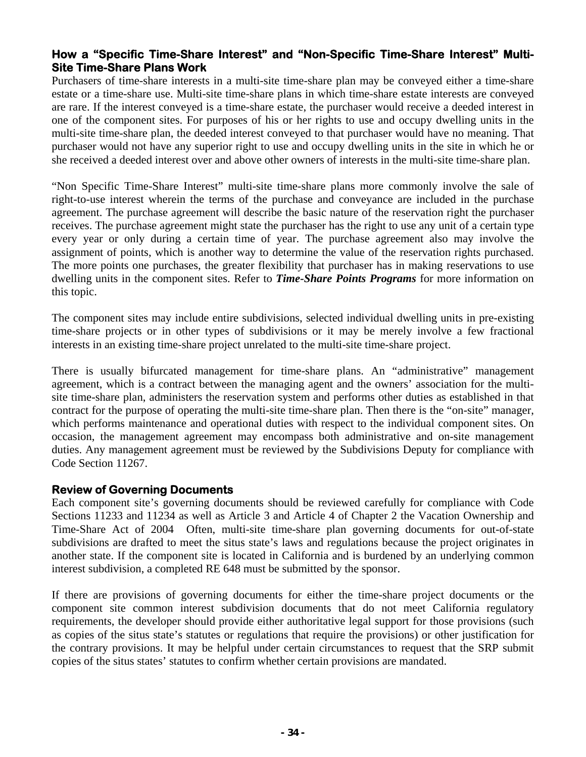### How a "Specific Time-Share Interest" and "Non-Specific Time-Share Interest" Multi-Site Time-Share Plans Work

Purchasers of time-share interests in a multi-site time-share plan may be conveyed either a time-share estate or a time-share use. Multi-site time-share plans in which time-share estate interests are conveyed are rare. If the interest conveyed is a time-share estate, the purchaser would receive a deeded interest in one of the component sites. For purposes of his or her rights to use and occupy dwelling units in the multi-site time-share plan, the deeded interest conveyed to that purchaser would have no meaning. That purchaser would not have any superior right to use and occupy dwelling units in the site in which he or she received a deeded interest over and above other owners of interests in the multi-site time-share plan.

"Non Specific Time-Share Interest" multi-site time-share plans more commonly involve the sale of right-to-use interest wherein the terms of the purchase and conveyance are included in the purchase agreement. The purchase agreement will describe the basic nature of the reservation right the purchaser receives. The purchase agreement might state the purchaser has the right to use any unit of a certain type every year or only during a certain time of year. The purchase agreement also may involve the assignment of points, which is another way to determine the value of the reservation rights purchased. The more points one purchases, the greater flexibility that purchaser has in making reservations to use dwelling units in the component sites. Refer to ***Time-Share Points Programs*** for more information on this topic.

The component sites may include entire subdivisions, selected individual dwelling units in pre-existing time-share projects or in other types of subdivisions or it may be merely involve a few fractional interests in an existing time-share project unrelated to the multi-site time-share project.

There is usually bifurcated management for time-share plans. An "administrative" management agreement, which is a contract between the managing agent and the owners' association for the multi-site time-share plan, administers the reservation system and performs other duties as established in that contract for the purpose of operating the multi-site time-share plan. Then there is the "on-site" manager, which performs maintenance and operational duties with respect to the individual component sites. On occasion, the management agreement may encompass both administrative and on-site management duties. Any management agreement must be reviewed by the Subdivisions Deputy for compliance with Code Section 11267.

### Review of Governing Documents

Each component site's governing documents should be reviewed carefully for compliance with Code Sections 11233 and 11234 as well as Article 3 and Article 4 of Chapter 2 the Vacation Ownership and Time-Share Act of 2004 Often, multi-site time-share plan governing documents for out-of-state subdivisions are drafted to meet the situs state's laws and regulations because the project originates in another state. If the component site is located in California and is burdened by an underlying common interest subdivision, a completed RE 648 must be submitted by the sponsor.

If there are provisions of governing documents for either the time-share project documents or the component site common interest subdivision documents that do not meet California regulatory requirements, the developer should provide either authoritative legal support for those provisions (such as copies of the situs state's statutes or regulations that require the provisions) or other justification for the contrary provisions. It may be helpful under certain circumstances to request that the SRP submit copies of the situs states' statutes to confirm whether certain provisions are mandated.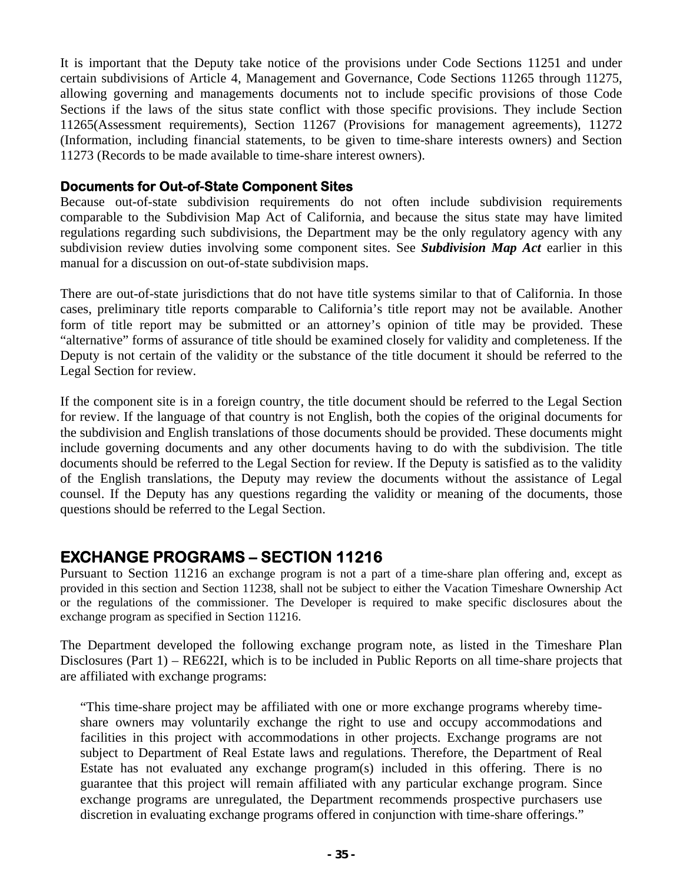It is important that the Deputy take notice of the provisions under Code Sections 11251 and under certain subdivisions of Article 4, Management and Governance, Code Sections 11265 through 11275, allowing governing and managements documents not to include specific provisions of those Code Sections if the laws of the situs state conflict with those specific provisions. They include Section 11265(Assessment requirements), Section 11267 (Provisions for management agreements), 11272 (Information, including financial statements, to be given to time-share interests owners) and Section 11273 (Records to be made available to time-share interest owners).

### Documents for Out-of-State Component Sites

Because out-of-state subdivision requirements do not often include subdivision requirements comparable to the Subdivision Map Act of California, and because the situs state may have limited regulations regarding such subdivisions, the Department may be the only regulatory agency with any subdivision review duties involving some component sites. See ***Subdivision Map Act*** earlier in this manual for a discussion on out-of-state subdivision maps.

There are out-of-state jurisdictions that do not have title systems similar to that of California. In those cases, preliminary title reports comparable to California's title report may not be available. Another form of title report may be submitted or an attorney's opinion of title may be provided. These "alternative" forms of assurance of title should be examined closely for validity and completeness. If the Deputy is not certain of the validity or the substance of the title document it should be referred to the Legal Section for review.

If the component site is in a foreign country, the title document should be referred to the Legal Section for review. If the language of that country is not English, both the copies of the original documents for the subdivision and English translations of those documents should be provided. These documents might include governing documents and any other documents having to do with the subdivision. The title documents should be referred to the Legal Section for review. If the Deputy is satisfied as to the validity of the English translations, the Deputy may review the documents without the assistance of Legal counsel. If the Deputy has any questions regarding the validity or meaning of the documents, those questions should be referred to the Legal Section.

## EXCHANGE PROGRAMS – SECTION 11216

Pursuant to Section 11216 an exchange program is not a part of a time-share plan offering and, except as provided in this section and Section 11238, shall not be subject to either the Vacation Timeshare Ownership Act or the regulations of the commissioner. The Developer is required to make specific disclosures about the exchange program as specified in Section 11216.

The Department developed the following exchange program note, as listed in the Timeshare Plan Disclosures (Part 1) – RE622I, which is to be included in Public Reports on all time-share projects that are affiliated with exchange programs:

> "This time-share project may be affiliated with one or more exchange programs whereby time-share owners may voluntarily exchange the right to use and occupy accommodations and facilities in this project with accommodations in other projects. Exchange programs are not subject to Department of Real Estate laws and regulations. Therefore, the Department of Real Estate has not evaluated any exchange program(s) included in this offering. There is no guarantee that this project will remain affiliated with any particular exchange program. Since exchange programs are unregulated, the Department recommends prospective purchasers use discretion in evaluating exchange programs offered in conjunction with time-share offerings."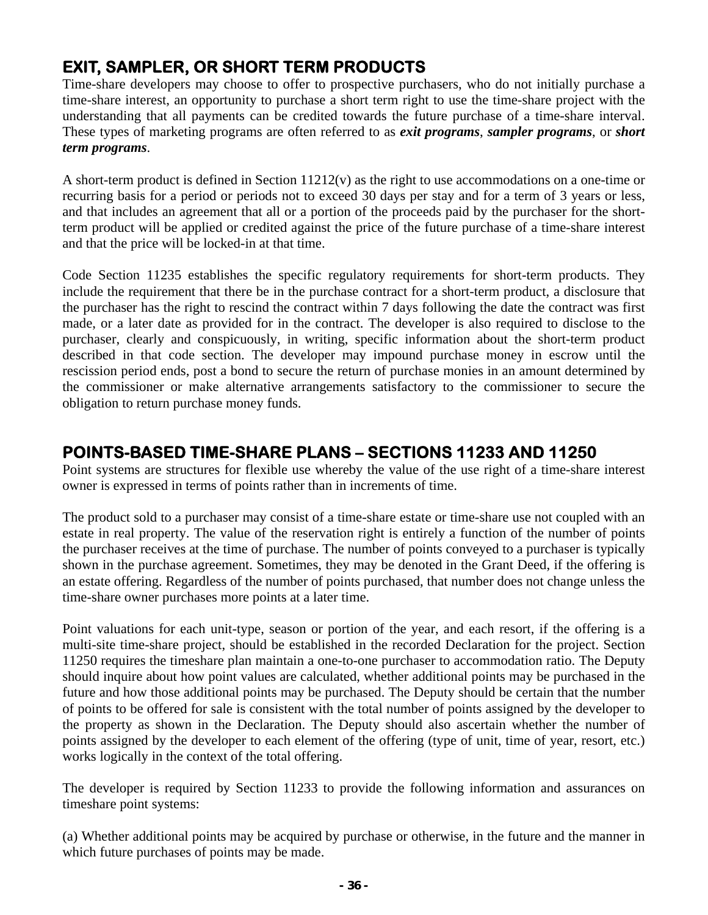## EXIT, SAMPLER, OR SHORT TERM PRODUCTS

Time-share developers may choose to offer to prospective purchasers, who do not initially purchase a time-share interest, an opportunity to purchase a short term right to use the time-share project with the understanding that all payments can be credited towards the future purchase of a time-share interval. These types of marketing programs are often referred to as ***exit programs***, ***sampler programs***, or ***short term programs***.

A short-term product is defined in Section 11212(v) as the right to use accommodations on a one-time or recurring basis for a period or periods not to exceed 30 days per stay and for a term of 3 years or less, and that includes an agreement that all or a portion of the proceeds paid by the purchaser for the short-term product will be applied or credited against the price of the future purchase of a time-share interest and that the price will be locked-in at that time.

Code Section 11235 establishes the specific regulatory requirements for short-term products. They include the requirement that there be in the purchase contract for a short-term product, a disclosure that the purchaser has the right to rescind the contract within 7 days following the date the contract was first made, or a later date as provided for in the contract. The developer is also required to disclose to the purchaser, clearly and conspicuously, in writing, specific information about the short-term product described in that code section. The developer may impound purchase money in escrow until the rescission period ends, post a bond to secure the return of purchase monies in an amount determined by the commissioner or make alternative arrangements satisfactory to the commissioner to secure the obligation to return purchase money funds.

## POINTS-BASED TIME-SHARE PLANS – SECTIONS 11233 AND 11250

Point systems are structures for flexible use whereby the value of the use right of a time-share interest owner is expressed in terms of points rather than in increments of time.

The product sold to a purchaser may consist of a time-share estate or time-share use not coupled with an estate in real property. The value of the reservation right is entirely a function of the number of points the purchaser receives at the time of purchase. The number of points conveyed to a purchaser is typically shown in the purchase agreement. Sometimes, they may be denoted in the Grant Deed, if the offering is an estate offering. Regardless of the number of points purchased, that number does not change unless the time-share owner purchases more points at a later time.

Point valuations for each unit-type, season or portion of the year, and each resort, if the offering is a multi-site time-share project, should be established in the recorded Declaration for the project. Section 11250 requires the timeshare plan maintain a one-to-one purchaser to accommodation ratio. The Deputy should inquire about how point values are calculated, whether additional points may be purchased in the future and how those additional points may be purchased. The Deputy should be certain that the number of points to be offered for sale is consistent with the total number of points assigned by the developer to the property as shown in the Declaration. The Deputy should also ascertain whether the number of points assigned by the developer to each element of the offering (type of unit, time of year, resort, etc.) works logically in the context of the total offering.

The developer is required by Section 11233 to provide the following information and assurances on timeshare point systems:

(a) Whether additional points may be acquired by purchase or otherwise, in the future and the manner in which future purchases of points may be made.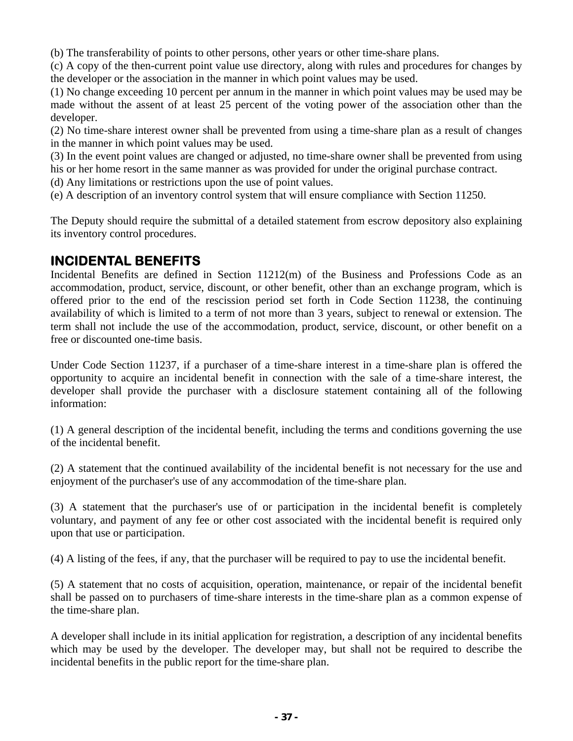(b) The transferability of points to other persons, other years or other time-share plans.

(c) A copy of the then-current point value use directory, along with rules and procedures for changes by the developer or the association in the manner in which point values may be used.

(1) No change exceeding 10 percent per annum in the manner in which point values may be used may be made without the assent of at least 25 percent of the voting power of the association other than the developer.

(2) No time-share interest owner shall be prevented from using a time-share plan as a result of changes in the manner in which point values may be used.

(3) In the event point values are changed or adjusted, no time-share owner shall be prevented from using his or her home resort in the same manner as was provided for under the original purchase contract.

(d) Any limitations or restrictions upon the use of point values.

(e) A description of an inventory control system that will ensure compliance with Section 11250.

The Deputy should require the submittal of a detailed statement from escrow depository also explaining its inventory control procedures.

## INCIDENTAL BENEFITS

Incidental Benefits are defined in Section 11212(m) of the Business and Professions Code as an accommodation, product, service, discount, or other benefit, other than an exchange program, which is offered prior to the end of the rescission period set forth in Code Section 11238, the continuing availability of which is limited to a term of not more than 3 years, subject to renewal or extension. The term shall not include the use of the accommodation, product, service, discount, or other benefit on a free or discounted one-time basis.

Under Code Section 11237, if a purchaser of a time-share interest in a time-share plan is offered the opportunity to acquire an incidental benefit in connection with the sale of a time-share interest, the developer shall provide the purchaser with a disclosure statement containing all of the following information:

(1) A general description of the incidental benefit, including the terms and conditions governing the use of the incidental benefit.

(2) A statement that the continued availability of the incidental benefit is not necessary for the use and enjoyment of the purchaser's use of any accommodation of the time-share plan.

(3) A statement that the purchaser's use of or participation in the incidental benefit is completely voluntary, and payment of any fee or other cost associated with the incidental benefit is required only upon that use or participation.

(4) A listing of the fees, if any, that the purchaser will be required to pay to use the incidental benefit.

(5) A statement that no costs of acquisition, operation, maintenance, or repair of the incidental benefit shall be passed on to purchasers of time-share interests in the time-share plan as a common expense of the time-share plan.

A developer shall include in its initial application for registration, a description of any incidental benefits which may be used by the developer. The developer may, but shall not be required to describe the incidental benefits in the public report for the time-share plan.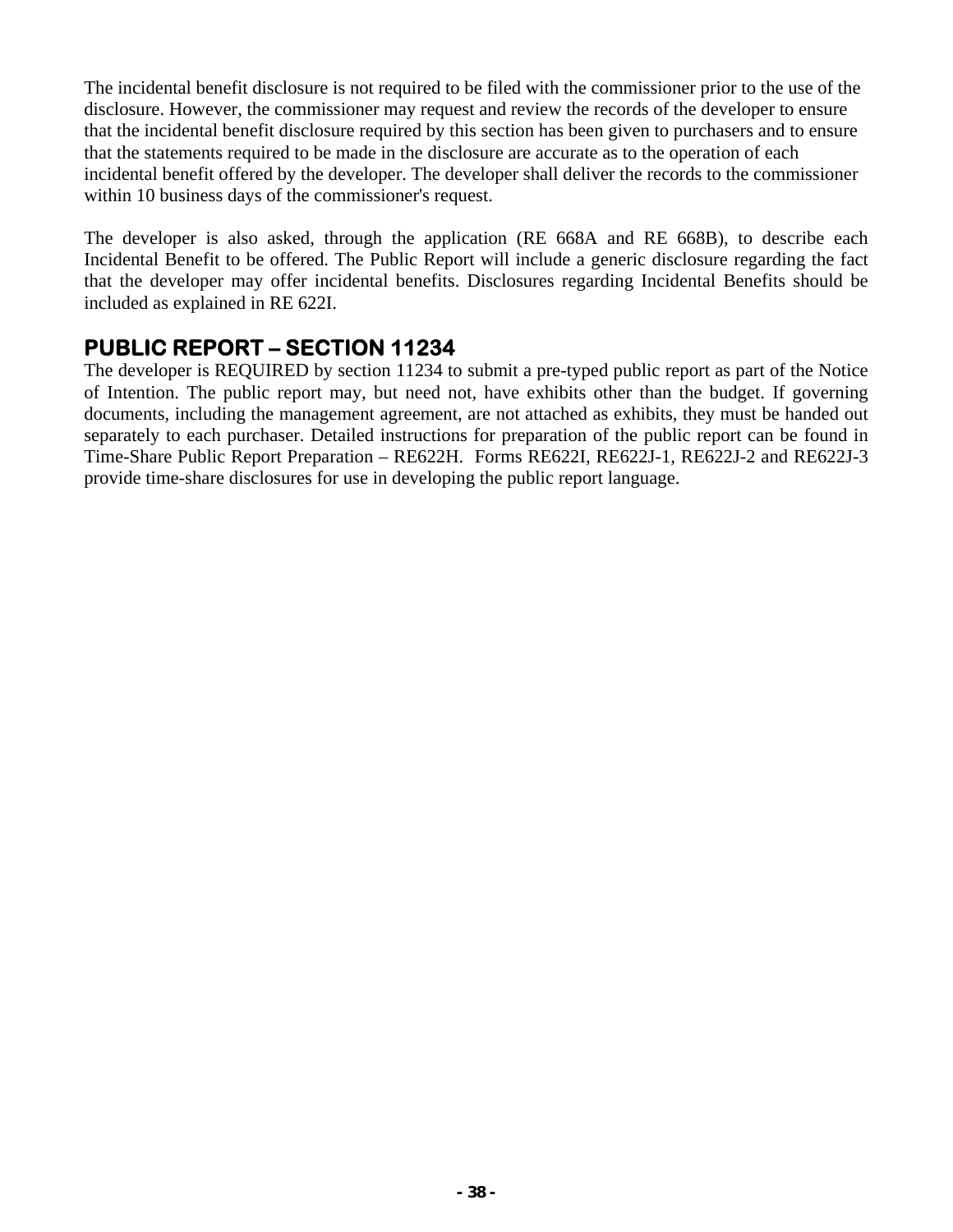The incidental benefit disclosure is not required to be filed with the commissioner prior to the use of the disclosure. However, the commissioner may request and review the records of the developer to ensure that the incidental benefit disclosure required by this section has been given to purchasers and to ensure that the statements required to be made in the disclosure are accurate as to the operation of each incidental benefit offered by the developer. The developer shall deliver the records to the commissioner within 10 business days of the commissioner's request.

The developer is also asked, through the application (RE 668A and RE 668B), to describe each Incidental Benefit to be offered. The Public Report will include a generic disclosure regarding the fact that the developer may offer incidental benefits. Disclosures regarding Incidental Benefits should be included as explained in RE 622I.

## PUBLIC REPORT – SECTION 11234

The developer is REQUIRED by section 11234 to submit a pre-typed public report as part of the Notice of Intention. The public report may, but need not, have exhibits other than the budget. If governing documents, including the management agreement, are not attached as exhibits, they must be handed out separately to each purchaser. Detailed instructions for preparation of the public report can be found in Time-Share Public Report Preparation – RE622H. Forms RE622I, RE622J-1, RE622J-2 and RE622J-3 provide time-share disclosures for use in developing the public report language.